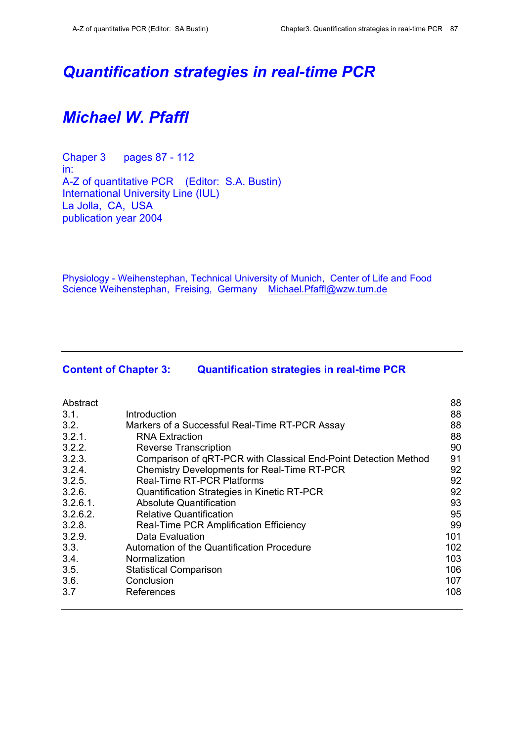# Quantification strategies in real-time PCR

## Michael W. Pfaffl

Chaper 3 pages 87 - 112
in:
A-Z of quantitative PCR (Editor: S.A. Bustin)
International University Line (IUL)
La Jolla, CA, USA
publication year 2004

Physiology - Weihenstephan, Technical University of Munich, Center of Life and Food Science Weihenstephan, Freising, Germany Michael.Pfaffl@wzw.tum.de

---

### Content of Chapter 3: Quantification strategies in real-time PCR

| | | |
|---|---|---|
| Abstract | | 88 |
| 3.1. | Introduction | 88 |
| 3.2. | Markers of a Successful Real-Time RT-PCR Assay | 88 |
| 3.2.1. | RNA Extraction | 88 |
| 3.2.2. | Reverse Transcription | 90 |
| 3.2.3. | Comparison of qRT-PCR with Classical End-Point Detection Method | 91 |
| 3.2.4. | Chemistry Developments for Real-Time RT-PCR | 92 |
| 3.2.5. | Real-Time RT-PCR Platforms | 92 |
| 3.2.6. | Quantification Strategies in Kinetic RT-PCR | 92 |
| 3.2.6.1. | Absolute Quantification | 93 |
| 3.2.6.2. | Relative Quantification | 95 |
| 3.2.8. | Real-Time PCR Amplification Efficiency | 99 |
| 3.2.9. | Data Evaluation | 101 |
| 3.3. | Automation of the Quantification Procedure | 102 |
| 3.4. | Normalization | 103 |
| 3.5. | Statistical Comparison | 106 |
| 3.6. | Conclusion | 107 |
| 3.7 | References | 108 |

---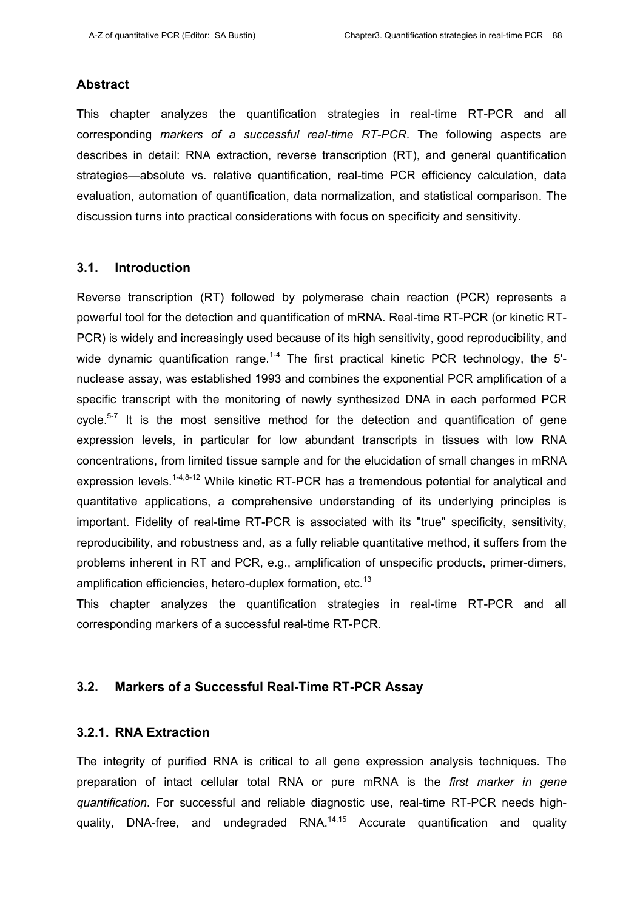## Abstract

This chapter analyzes the quantification strategies in real-time RT-PCR and all corresponding *markers of a successful real-time RT-PCR*. The following aspects are describes in detail: RNA extraction, reverse transcription (RT), and general quantification strategies—absolute vs. relative quantification, real-time PCR efficiency calculation, data evaluation, automation of quantification, data normalization, and statistical comparison. The discussion turns into practical considerations with focus on specificity and sensitivity.

## 3.1. Introduction

Reverse transcription (RT) followed by polymerase chain reaction (PCR) represents a powerful tool for the detection and quantification of mRNA. Real-time RT-PCR (or kinetic RT-PCR) is widely and increasingly used because of its high sensitivity, good reproducibility, and wide dynamic quantification range.[1-4] The first practical kinetic PCR technology, the 5'-nuclease assay, was established 1993 and combines the exponential PCR amplification of a specific transcript with the monitoring of newly synthesized DNA in each performed PCR cycle.[5-7] It is the most sensitive method for the detection and quantification of gene expression levels, in particular for low abundant transcripts in tissues with low RNA concentrations, from limited tissue sample and for the elucidation of small changes in mRNA expression levels.[1-4,8-12] While kinetic RT-PCR has a tremendous potential for analytical and quantitative applications, a comprehensive understanding of its underlying principles is important. Fidelity of real-time RT-PCR is associated with its "true" specificity, sensitivity, reproducibility, and robustness and, as a fully reliable quantitative method, it suffers from the problems inherent in RT and PCR, e.g., amplification of unspecific products, primer-dimers, amplification efficiencies, hetero-duplex formation, etc.[13]

This chapter analyzes the quantification strategies in real-time RT-PCR and all corresponding markers of a successful real-time RT-PCR.

## 3.2. Markers of a Successful Real-Time RT-PCR Assay

### 3.2.1. RNA Extraction

The integrity of purified RNA is critical to all gene expression analysis techniques. The preparation of intact cellular total RNA or pure mRNA is the *first marker in gene quantification*. For successful and reliable diagnostic use, real-time RT-PCR needs high-quality, DNA-free, and undegraded RNA.[14,15] Accurate quantification and quality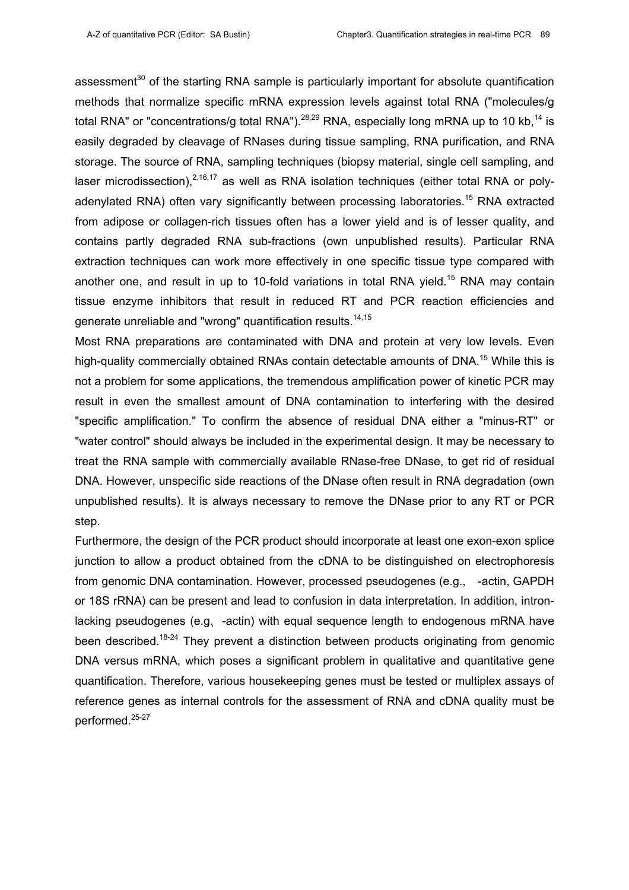assessment[30] of the starting RNA sample is particularly important for absolute quantification methods that normalize specific mRNA expression levels against total RNA ("molecules/g total RNA" or "concentrations/g total RNA").[28,29] RNA, especially long mRNA up to 10 kb,[14] is easily degraded by cleavage of RNases during tissue sampling, RNA purification, and RNA storage. The source of RNA, sampling techniques (biopsy material, single cell sampling, and laser microdissection),[2,16,17] as well as RNA isolation techniques (either total RNA or poly-adenylated RNA) often vary significantly between processing laboratories.[15] RNA extracted from adipose or collagen-rich tissues often has a lower yield and is of lesser quality, and contains partly degraded RNA sub-fractions (own unpublished results). Particular RNA extraction techniques can work more effectively in one specific tissue type compared with another one, and result in up to 10-fold variations in total RNA yield.[15] RNA may contain tissue enzyme inhibitors that result in reduced RT and PCR reaction efficiencies and generate unreliable and "wrong" quantification results.[14,15]

Most RNA preparations are contaminated with DNA and protein at very low levels. Even high-quality commercially obtained RNAs contain detectable amounts of DNA.[15] While this is not a problem for some applications, the tremendous amplification power of kinetic PCR may result in even the smallest amount of DNA contamination to interfering with the desired "specific amplification." To confirm the absence of residual DNA either a "minus-RT" or "water control" should always be included in the experimental design. It may be necessary to treat the RNA sample with commercially available RNase-free DNase, to get rid of residual DNA. However, unspecific side reactions of the DNase often result in RNA degradation (own unpublished results). It is always necessary to remove the DNase prior to any RT or PCR step.

Furthermore, the design of the PCR product should incorporate at least one exon-exon splice junction to allow a product obtained from the cDNA to be distinguished on electrophoresis from genomic DNA contamination. However, processed pseudogenes (e.g., -actin, GAPDH or 18S rRNA) can be present and lead to confusion in data interpretation. In addition, intron-lacking pseudogenes (e.g. -actin) with equal sequence length to endogenous mRNA have been described.[18-24] They prevent a distinction between products originating from genomic DNA versus mRNA, which poses a significant problem in qualitative and quantitative gene quantification. Therefore, various housekeeping genes must be tested or multiplex assays of reference genes as internal controls for the assessment of RNA and cDNA quality must be performed.[25-27]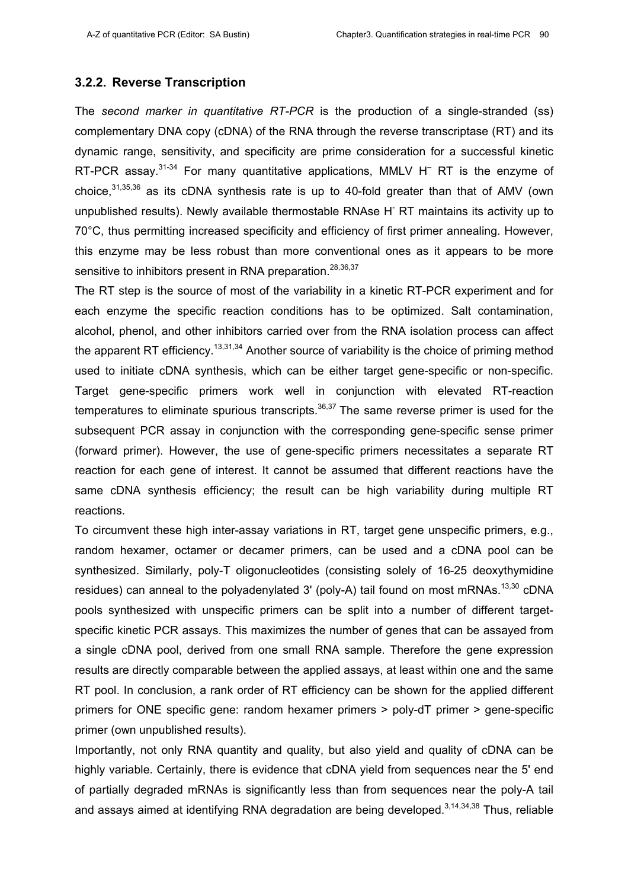### 3.2.2. Reverse Transcription

The *second marker in quantitative RT-PCR* is the production of a single-stranded (ss) complementary DNA copy (cDNA) of the RNA through the reverse transcriptase (RT) and its dynamic range, sensitivity, and specificity are prime consideration for a successful kinetic RT-PCR assay.[31-34] For many quantitative applications, MMLV $H^{-}$ RT is the enzyme of choice,[31,35,36] as its cDNA synthesis rate is up to 40-fold greater than that of AMV (own unpublished results). Newly available thermostable RNAse $H^{-}$ RT maintains its activity up to 70°C, thus permitting increased specificity and efficiency of first primer annealing. However, this enzyme may be less robust than more conventional ones as it appears to be more sensitive to inhibitors present in RNA preparation.[28,36,37]

The RT step is the source of most of the variability in a kinetic RT-PCR experiment and for each enzyme the specific reaction conditions has to be optimized. Salt contamination, alcohol, phenol, and other inhibitors carried over from the RNA isolation process can affect the apparent RT efficiency.[13,31,34] Another source of variability is the choice of priming method used to initiate cDNA synthesis, which can be either target gene-specific or non-specific. Target gene-specific primers work well in conjunction with elevated RT-reaction temperatures to eliminate spurious transcripts.[36,37] The same reverse primer is used for the subsequent PCR assay in conjunction with the corresponding gene-specific sense primer (forward primer). However, the use of gene-specific primers necessitates a separate RT reaction for each gene of interest. It cannot be assumed that different reactions have the same cDNA synthesis efficiency; the result can be high variability during multiple RT reactions.

To circumvent these high inter-assay variations in RT, target gene unspecific primers, e.g., random hexamer, octamer or decamer primers, can be used and a cDNA pool can be synthesized. Similarly, poly-T oligonucleotides (consisting solely of 16-25 deoxythymidine residues) can anneal to the polyadenylated 3' (poly-A) tail found on most mRNAs.[13,30] cDNA pools synthesized with unspecific primers can be split into a number of different target-specific kinetic PCR assays. This maximizes the number of genes that can be assayed from a single cDNA pool, derived from one small RNA sample. Therefore the gene expression results are directly comparable between the applied assays, at least within one and the same RT pool. In conclusion, a rank order of RT efficiency can be shown for the applied different primers for ONE specific gene: random hexamer primers > poly-dT primer > gene-specific primer (own unpublished results).

Importantly, not only RNA quantity and quality, but also yield and quality of cDNA can be highly variable. Certainly, there is evidence that cDNA yield from sequences near the 5' end of partially degraded mRNAs is significantly less than from sequences near the poly-A tail and assays aimed at identifying RNA degradation are being developed.[3,14,34,38] Thus, reliable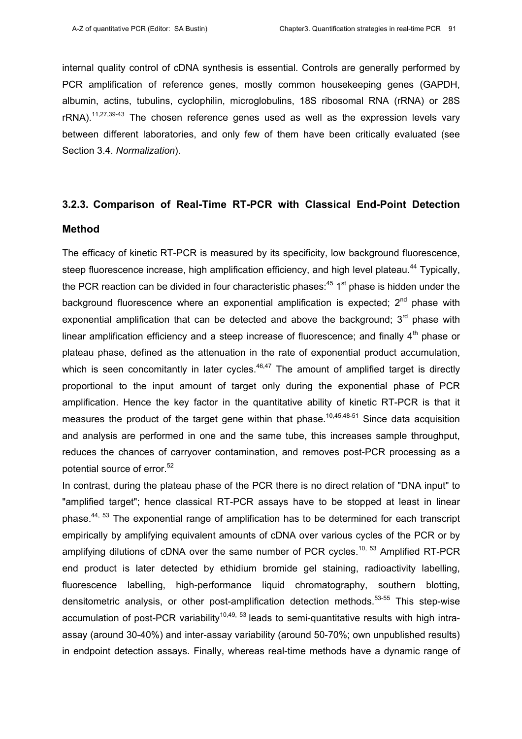internal quality control of cDNA synthesis is essential. Controls are generally performed by PCR amplification of reference genes, mostly common housekeeping genes (GAPDH, albumin, actins, tubulins, cyclophilin, microglobulins, 18S ribosomal RNA (rRNA) or 28S rRNA).[11,27,39-43] The chosen reference genes used as well as the expression levels vary between different laboratories, and only few of them have been critically evaluated (see Section 3.4. *Normalization*).

### 3.2.3. Comparison of Real-Time RT-PCR with Classical End-Point Detection Method

The efficacy of kinetic RT-PCR is measured by its specificity, low background fluorescence, steep fluorescence increase, high amplification efficiency, and high level plateau.[44] Typically, the PCR reaction can be divided in four characteristic phases:[45] 1st phase is hidden under the background fluorescence where an exponential amplification is expected; 2nd phase with exponential amplification that can be detected and above the background; 3rd phase with linear amplification efficiency and a steep increase of fluorescence; and finally 4th phase or plateau phase, defined as the attenuation in the rate of exponential product accumulation, which is seen concomitantly in later cycles.[46,47] The amount of amplified target is directly proportional to the input amount of target only during the exponential phase of PCR amplification. Hence the key factor in the quantitative ability of kinetic RT-PCR is that it measures the product of the target gene within that phase.[10,45,48-51] Since data acquisition and analysis are performed in one and the same tube, this increases sample throughput, reduces the chances of carryover contamination, and removes post-PCR processing as a potential source of error.[52]

In contrast, during the plateau phase of the PCR there is no direct relation of "DNA input" to "amplified target"; hence classical RT-PCR assays have to be stopped at least in linear phase.[44, 53] The exponential range of amplification has to be determined for each transcript empirically by amplifying equivalent amounts of cDNA over various cycles of the PCR or by amplifying dilutions of cDNA over the same number of PCR cycles.[10, 53] Amplified RT-PCR end product is later detected by ethidium bromide gel staining, radioactivity labelling, fluorescence labelling, high-performance liquid chromatography, southern blotting, densitometric analysis, or other post-amplification detection methods.[53-55] This step-wise accumulation of post-PCR variability[10,49, 53] leads to semi-quantitative results with high intra-assay (around 30-40%) and inter-assay variability (around 50-70%; own unpublished results) in endpoint detection assays. Finally, whereas real-time methods have a dynamic range of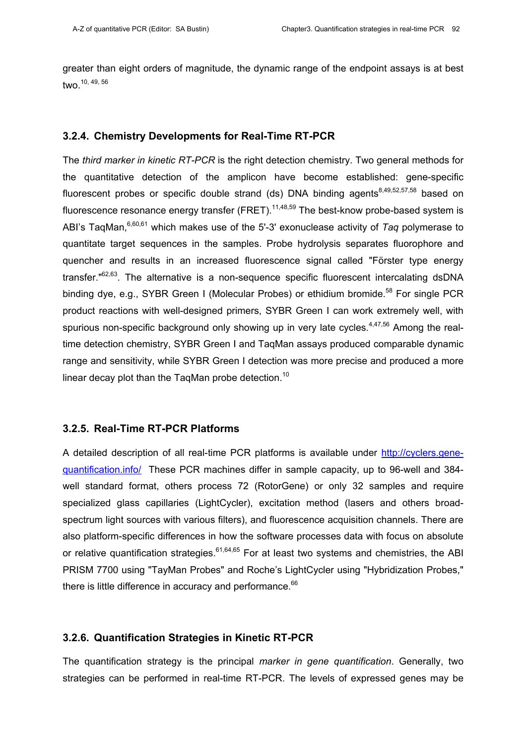greater than eight orders of magnitude, the dynamic range of the endpoint assays is at best two.[10, 49, 56]

### 3.2.4. Chemistry Developments for Real-Time RT-PCR

The *third marker in kinetic RT-PCR* is the right detection chemistry. Two general methods for the quantitative detection of the amplicon have become established: gene-specific fluorescent probes or specific double strand (ds) DNA binding agents[8,49,52,57,58] based on fluorescence resonance energy transfer (FRET).[11,48,59] The best-know probe-based system is ABI's TaqMan,[6,60,61] which makes use of the 5'-3' exonuclease activity of *Taq* polymerase to quantitate target sequences in the samples. Probe hydrolysis separates fluorophore and quencher and results in an increased fluorescence signal called "Förster type energy transfer."[62,63]. The alternative is a non-sequence specific fluorescent intercalating dsDNA binding dye, e.g., SYBR Green I (Molecular Probes) or ethidium bromide.[58] For single PCR product reactions with well-designed primers, SYBR Green I can work extremely well, with spurious non-specific background only showing up in very late cycles.[4,47,56] Among the real-time detection chemistry, SYBR Green I and TaqMan assays produced comparable dynamic range and sensitivity, while SYBR Green I detection was more precise and produced a more linear decay plot than the TaqMan probe detection.[10]

### 3.2.5. Real-Time RT-PCR Platforms

A detailed description of all real-time PCR platforms is available under [http://cyclers.gene-quantification.info/](http://cyclers.gene-quantification.info/) These PCR machines differ in sample capacity, up to 96-well and 384-well standard format, others process 72 (RotorGene) or only 32 samples and require specialized glass capillaries (LightCycler), excitation method (lasers and others broad-spectrum light sources with various filters), and fluorescence acquisition channels. There are also platform-specific differences in how the software processes data with focus on absolute or relative quantification strategies.[61,64,65] For at least two systems and chemistries, the ABI PRISM 7700 using "TayMan Probes" and Roche's LightCycler using "Hybridization Probes," there is little difference in accuracy and performance.[66]

### 3.2.6. Quantification Strategies in Kinetic RT-PCR

The quantification strategy is the principal *marker in gene quantification*. Generally, two strategies can be performed in real-time RT-PCR. The levels of expressed genes may be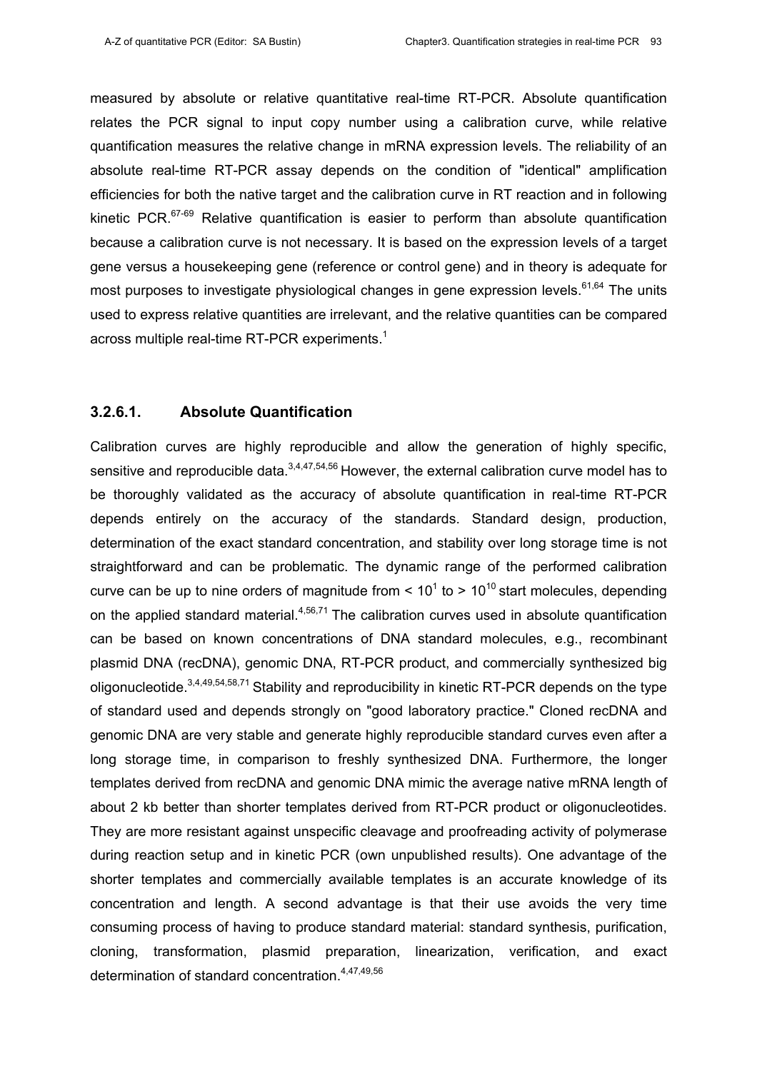measured by absolute or relative quantitative real-time RT-PCR. Absolute quantification relates the PCR signal to input copy number using a calibration curve, while relative quantification measures the relative change in mRNA expression levels. The reliability of an absolute real-time RT-PCR assay depends on the condition of "identical" amplification efficiencies for both the native target and the calibration curve in RT reaction and in following kinetic PCR.[67-69] Relative quantification is easier to perform than absolute quantification because a calibration curve is not necessary. It is based on the expression levels of a target gene versus a housekeeping gene (reference or control gene) and in theory is adequate for most purposes to investigate physiological changes in gene expression levels.[61,64] The units used to express relative quantities are irrelevant, and the relative quantities can be compared across multiple real-time RT-PCR experiments.[1]

### 3.2.6.1. Absolute Quantification

Calibration curves are highly reproducible and allow the generation of highly specific, sensitive and reproducible data.[3,4,47,54,56] However, the external calibration curve model has to be thoroughly validated as the accuracy of absolute quantification in real-time RT-PCR depends entirely on the accuracy of the standards. Standard design, production, determination of the exact standard concentration, and stability over long storage time is not straightforward and can be problematic. The dynamic range of the performed calibration curve can be up to nine orders of magnitude from $< 10^1$ to $> 10^{10}$ start molecules, depending on the applied standard material.[4,56,71] The calibration curves used in absolute quantification can be based on known concentrations of DNA standard molecules, e.g., recombinant plasmid DNA (recDNA), genomic DNA, RT-PCR product, and commercially synthesized big oligonucleotide.[3,4,49,54,58,71] Stability and reproducibility in kinetic RT-PCR depends on the type of standard used and depends strongly on "good laboratory practice." Cloned recDNA and genomic DNA are very stable and generate highly reproducible standard curves even after a long storage time, in comparison to freshly synthesized DNA. Furthermore, the longer templates derived from recDNA and genomic DNA mimic the average native mRNA length of about 2 kb better than shorter templates derived from RT-PCR product or oligonucleotides. They are more resistant against unspecific cleavage and proofreading activity of polymerase during reaction setup and in kinetic PCR (own unpublished results). One advantage of the shorter templates and commercially available templates is an accurate knowledge of its concentration and length. A second advantage is that their use avoids the very time consuming process of having to produce standard material: standard synthesis, purification, cloning, transformation, plasmid preparation, linearization, verification, and exact determination of standard concentration.[4,47,49,56]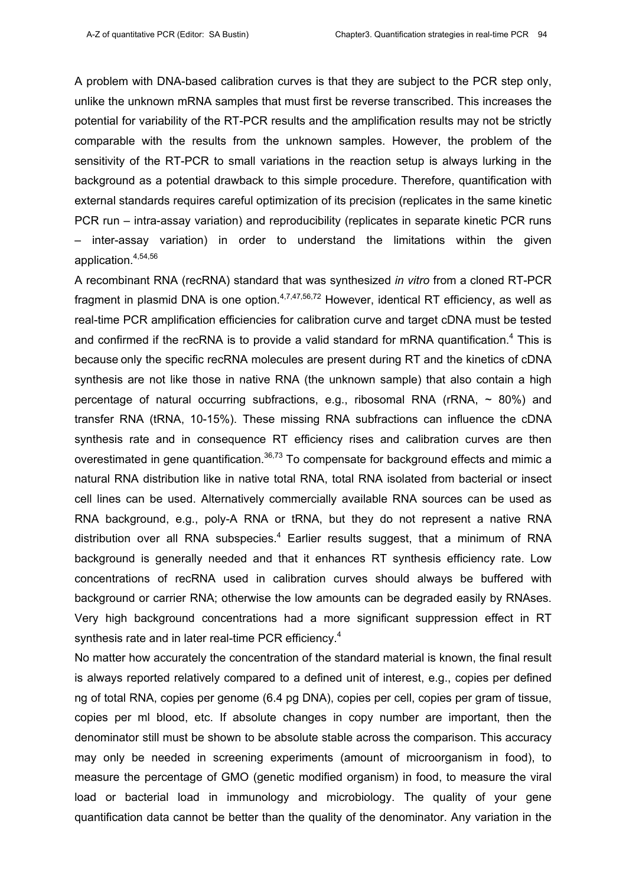A problem with DNA-based calibration curves is that they are subject to the PCR step only, unlike the unknown mRNA samples that must first be reverse transcribed. This increases the potential for variability of the RT-PCR results and the amplification results may not be strictly comparable with the results from the unknown samples. However, the problem of the sensitivity of the RT-PCR to small variations in the reaction setup is always lurking in the background as a potential drawback to this simple procedure. Therefore, quantification with external standards requires careful optimization of its precision (replicates in the same kinetic PCR run – intra-assay variation) and reproducibility (replicates in separate kinetic PCR runs – inter-assay variation) in order to understand the limitations within the given application.[4,54,56]

A recombinant RNA (recRNA) standard that was synthesized *in vitro* from a cloned RT-PCR fragment in plasmid DNA is one option.[4,7,47,56,72] However, identical RT efficiency, as well as real-time PCR amplification efficiencies for calibration curve and target cDNA must be tested and confirmed if the recRNA is to provide a valid standard for mRNA quantification.[4] This is because only the specific recRNA molecules are present during RT and the kinetics of cDNA synthesis are not like those in native RNA (the unknown sample) that also contain a high percentage of natural occurring subfractions, e.g., ribosomal RNA (rRNA, ~ 80%) and transfer RNA (tRNA, 10-15%). These missing RNA subfractions can influence the cDNA synthesis rate and in consequence RT efficiency rises and calibration curves are then overestimated in gene quantification.[36,73] To compensate for background effects and mimic a natural RNA distribution like in native total RNA, total RNA isolated from bacterial or insect cell lines can be used. Alternatively commercially available RNA sources can be used as RNA background, e.g., poly-A RNA or tRNA, but they do not represent a native RNA distribution over all RNA subspecies.[4] Earlier results suggest, that a minimum of RNA background is generally needed and that it enhances RT synthesis efficiency rate. Low concentrations of recRNA used in calibration curves should always be buffered with background or carrier RNA; otherwise the low amounts can be degraded easily by RNAses. Very high background concentrations had a more significant suppression effect in RT synthesis rate and in later real-time PCR efficiency.[4]

No matter how accurately the concentration of the standard material is known, the final result is always reported relatively compared to a defined unit of interest, e.g., copies per defined ng of total RNA, copies per genome (6.4 pg DNA), copies per cell, copies per gram of tissue, copies per ml blood, etc. If absolute changes in copy number are important, then the denominator still must be shown to be absolute stable across the comparison. This accuracy may only be needed in screening experiments (amount of microorganism in food), to measure the percentage of GMO (genetic modified organism) in food, to measure the viral load or bacterial load in immunology and microbiology. The quality of your gene quantification data cannot be better than the quality of the denominator. Any variation in the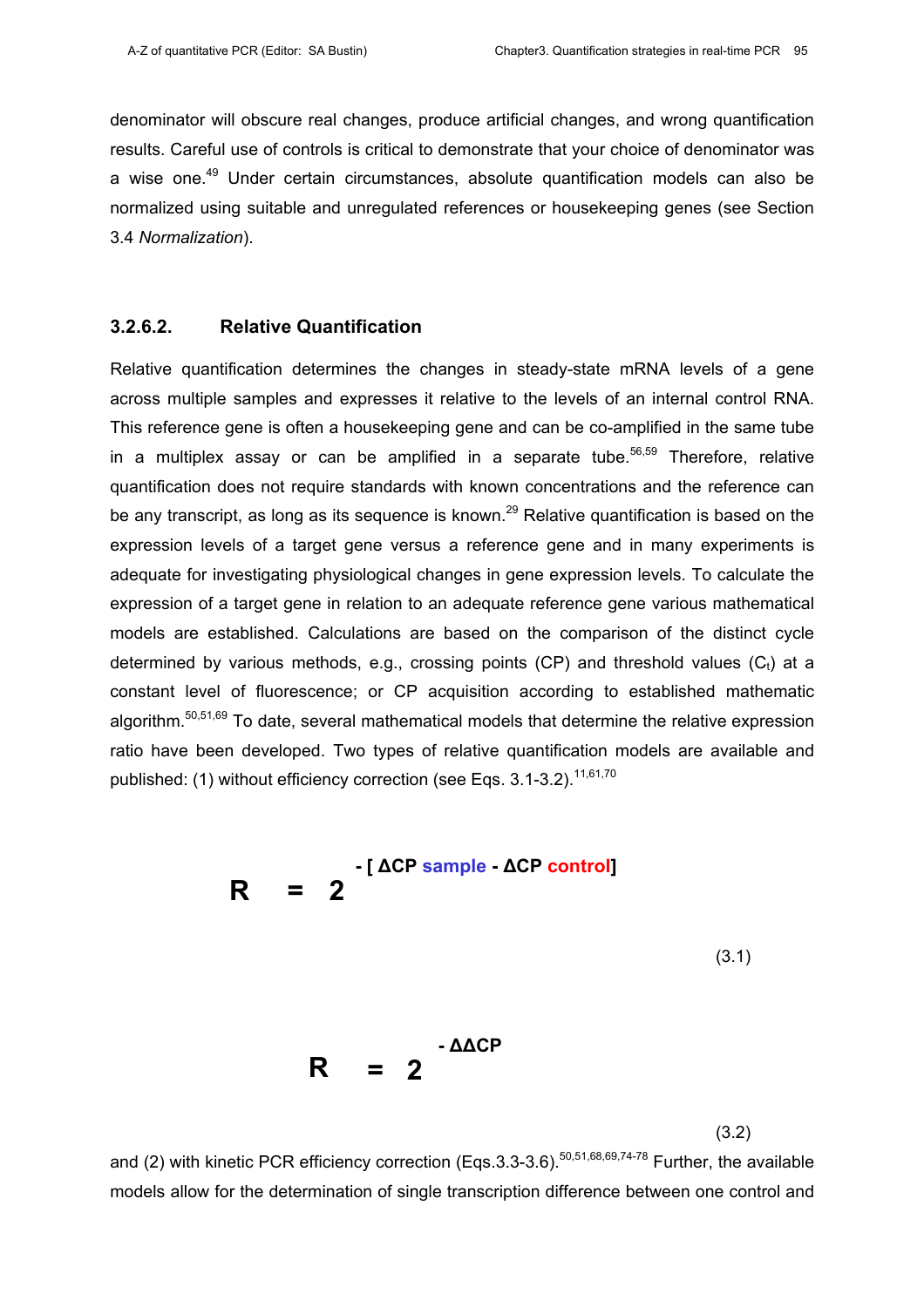denominator will obscure real changes, produce artificial changes, and wrong quantification results. Careful use of controls is critical to demonstrate that your choice of denominator was a wise one.[49] Under certain circumstances, absolute quantification models can also be normalized using suitable and unregulated references or housekeeping genes (see Section 3.4 *Normalization*).

### 3.2.6.2. Relative Quantification

Relative quantification determines the changes in steady-state mRNA levels of a gene across multiple samples and expresses it relative to the levels of an internal control RNA. This reference gene is often a housekeeping gene and can be co-amplified in the same tube in a multiplex assay or can be amplified in a separate tube.[56,59] Therefore, relative quantification does not require standards with known concentrations and the reference can be any transcript, as long as its sequence is known.[29] Relative quantification is based on the expression levels of a target gene versus a reference gene and in many experiments is adequate for investigating physiological changes in gene expression levels. To calculate the expression of a target gene in relation to an adequate reference gene various mathematical models are established. Calculations are based on the comparison of the distinct cycle determined by various methods, e.g., crossing points (CP) and threshold values ($C_t$) at a constant level of fluorescence; or CP acquisition according to established mathematic algorithm.[50,51,69] To date, several mathematical models that determine the relative expression ratio have been developed. Two types of relative quantification models are available and published: (1) without efficiency correction (see Eqs. 3.1-3.2).[11,61,70]

$$R = 2^{-[\Delta CP \text{ sample} - \Delta CP \text{ control}]} \tag{3.1}$$

$$R = 2^{-\Delta\Delta CP} \tag{3.2}$$

and (2) with kinetic PCR efficiency correction (Eqs.3.3-3.6).[50,51,68,69,74-78] Further, the available models allow for the determination of single transcription difference between one control and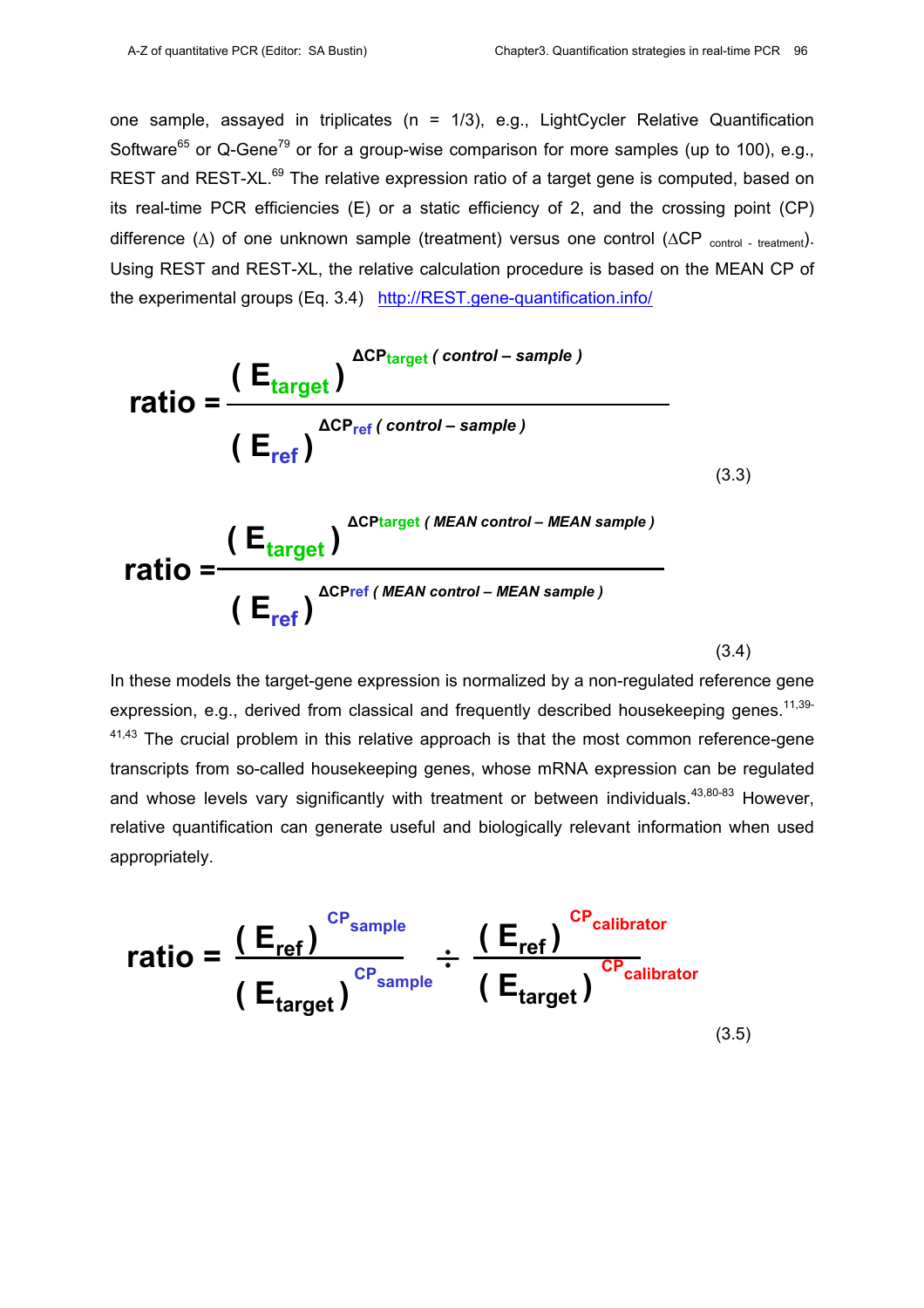one sample, assayed in triplicates (n = 1/3), e.g., LightCycler Relative Quantification Software[65] or Q-Gene[79] or for a group-wise comparison for more samples (up to 100), e.g., REST and REST-XL.[69] The relative expression ratio of a target gene is computed, based on its real-time PCR efficiencies (E) or a static efficiency of 2, and the crossing point (CP) difference (Δ) of one unknown sample (treatment) versus one control ($\Delta CP_{\text{control - treatment}}$). Using REST and REST-XL, the relative calculation procedure is based on the MEAN CP of the experimental groups (Eq. 3.4) http://REST.gene-quantification.info/

$$\text{ratio} = \frac{(E_{\text{target}})^{\Delta CP_{\text{target}}(\text{control} - \text{sample})}}{(E_{\text{ref}})^{\Delta CP_{\text{ref}}(\text{control} - \text{sample})}} \tag{3.3}$$

$$\text{ratio} = \frac{(E_{\text{target}})^{\Delta CP_{\text{target}}(\text{MEAN control} - \text{MEAN sample})}}{(E_{\text{ref}})^{\Delta CP_{\text{ref}}(\text{MEAN control} - \text{MEAN sample})}} \tag{3.4}$$

In these models the target-gene expression is normalized by a non-regulated reference gene expression, e.g., derived from classical and frequently described housekeeping genes.[11,39-41,43] The crucial problem in this relative approach is that the most common reference-gene transcripts from so-called housekeeping genes, whose mRNA expression can be regulated and whose levels vary significantly with treatment or between individuals.[43,80-83] However, relative quantification can generate useful and biologically relevant information when used appropriately.

$$\text{ratio} = \frac{(E_{\text{ref}})^{CP_{\text{sample}}}}{(E_{\text{target}})^{CP_{\text{sample}}}} \div \frac{(E_{\text{ref}})^{CP_{\text{calibrator}}}}{(E_{\text{target}})^{CP_{\text{calibrator}}}} \tag{3.5}$$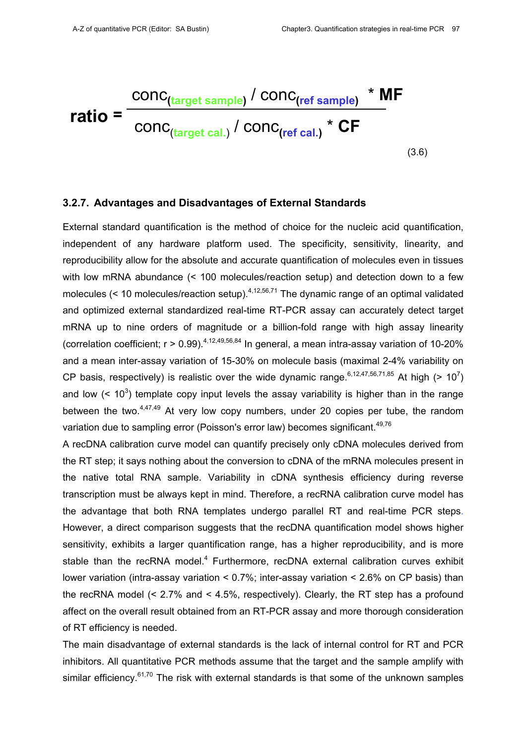$$\text{ratio} = \frac{\text{conc}_{(\text{target sample})} / \text{conc}_{(\text{ref sample})} * \textbf{MF}}{\text{conc}_{(\text{target cal.})} / \text{conc}_{(\text{ref cal.})} * \textbf{CF}} \tag{3.6}$$

### 3.2.7. Advantages and Disadvantages of External Standards

External standard quantification is the method of choice for the nucleic acid quantification, independent of any hardware platform used. The specificity, sensitivity, linearity, and reproducibility allow for the absolute and accurate quantification of molecules even in tissues with low mRNA abundance (< 100 molecules/reaction setup) and detection down to a few molecules (< 10 molecules/reaction setup).[4,12,56,71] The dynamic range of an optimal validated and optimized external standardized real-time RT-PCR assay can accurately detect target mRNA up to nine orders of magnitude or a billion-fold range with high assay linearity (correlation coefficient; $r > 0.99$).[4,12,49,56,84] In general, a mean intra-assay variation of 10-20% and a mean inter-assay variation of 15-30% on molecule basis (maximal 2-4% variability on CP basis, respectively) is realistic over the wide dynamic range.[6,12,47,56,71,85] At high ($> 10^7$) and low ($< 10^3$) template copy input levels the assay variability is higher than in the range between the two.[4,47,49] At very low copy numbers, under 20 copies per tube, the random variation due to sampling error (Poisson's error law) becomes significant.[49,76]

A recDNA calibration curve model can quantify precisely only cDNA molecules derived from the RT step; it says nothing about the conversion to cDNA of the mRNA molecules present in the native total RNA sample. Variability in cDNA synthesis efficiency during reverse transcription must be always kept in mind. Therefore, a recRNA calibration curve model has the advantage that both RNA templates undergo parallel RT and real-time PCR steps. However, a direct comparison suggests that the recDNA quantification model shows higher sensitivity, exhibits a larger quantification range, has a higher reproducibility, and is more stable than the recRNA model.[4] Furthermore, recDNA external calibration curves exhibit lower variation (intra-assay variation < 0.7%; inter-assay variation < 2.6% on CP basis) than the recRNA model (< 2.7% and < 4.5%, respectively). Clearly, the RT step has a profound affect on the overall result obtained from an RT-PCR assay and more thorough consideration of RT efficiency is needed.

The main disadvantage of external standards is the lack of internal control for RT and PCR inhibitors. All quantitative PCR methods assume that the target and the sample amplify with similar efficiency.[61,70] The risk with external standards is that some of the unknown samples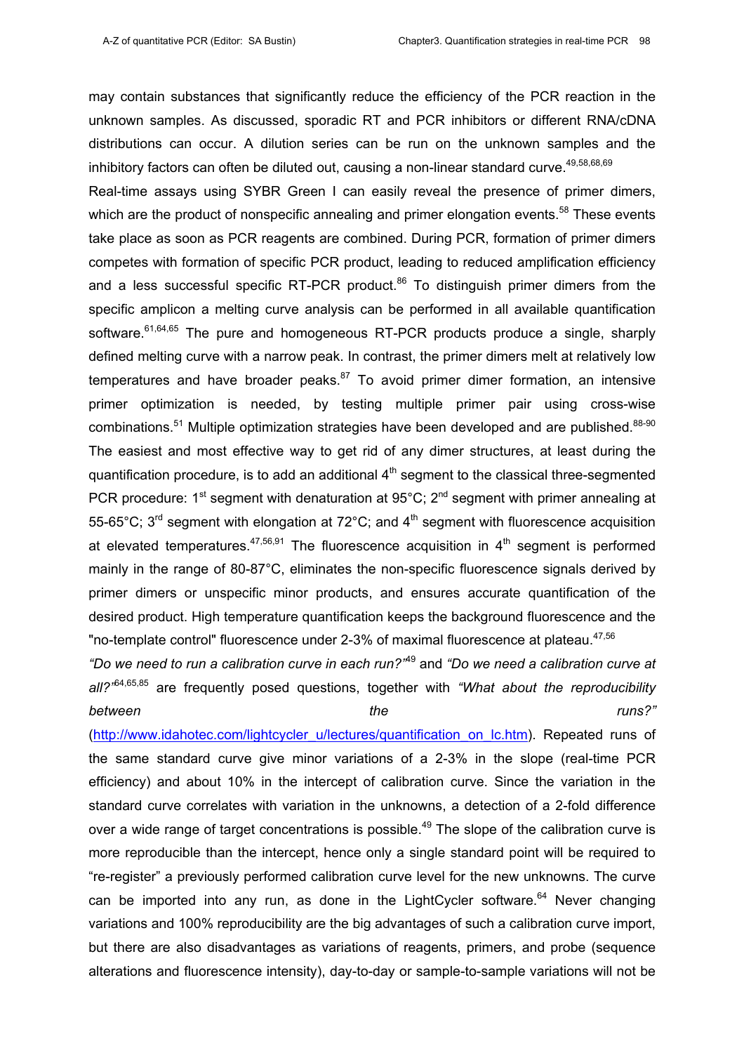may contain substances that significantly reduce the efficiency of the PCR reaction in the unknown samples. As discussed, sporadic RT and PCR inhibitors or different RNA/cDNA distributions can occur. A dilution series can be run on the unknown samples and the inhibitory factors can often be diluted out, causing a non-linear standard curve.[49,58,68,69]

Real-time assays using SYBR Green I can easily reveal the presence of primer dimers, which are the product of nonspecific annealing and primer elongation events.[58] These events take place as soon as PCR reagents are combined. During PCR, formation of primer dimers competes with formation of specific PCR product, leading to reduced amplification efficiency and a less successful specific RT-PCR product.[86] To distinguish primer dimers from the specific amplicon a melting curve analysis can be performed in all available quantification software.[61,64,65] The pure and homogeneous RT-PCR products produce a single, sharply defined melting curve with a narrow peak. In contrast, the primer dimers melt at relatively low temperatures and have broader peaks.[87] To avoid primer dimer formation, an intensive primer optimization is needed, by testing multiple primer pair using cross-wise combinations.[51] Multiple optimization strategies have been developed and are published.[88-90] The easiest and most effective way to get rid of any dimer structures, at least during the quantification procedure, is to add an additional 4th segment to the classical three-segmented PCR procedure: 1st segment with denaturation at 95°C; 2nd segment with primer annealing at 55-65°C; 3rd segment with elongation at 72°C; and 4th segment with fluorescence acquisition at elevated temperatures.[47,56,91] The fluorescence acquisition in 4th segment is performed mainly in the range of 80-87°C, eliminates the non-specific fluorescence signals derived by primer dimers or unspecific minor products, and ensures accurate quantification of the desired product. High temperature quantification keeps the background fluorescence and the "no-template control" fluorescence under 2-3% of maximal fluorescence at plateau.[47,56]

*"Do we need to run a calibration curve in each run?"*[49] and *"Do we need a calibration curve at all?"*[64,65,85] are frequently posed questions, together with *"What about the reproducibility between the runs?"* (http://www.idahotec.com/lightcycler_u/lectures/quantification_on_lc.htm). Repeated runs of the same standard curve give minor variations of a 2-3% in the slope (real-time PCR efficiency) and about 10% in the intercept of calibration curve. Since the variation in the standard curve correlates with variation in the unknowns, a detection of a 2-fold difference over a wide range of target concentrations is possible.[49] The slope of the calibration curve is more reproducible than the intercept, hence only a single standard point will be required to "re-register" a previously performed calibration curve level for the new unknowns. The curve can be imported into any run, as done in the LightCycler software.[64] Never changing variations and 100% reproducibility are the big advantages of such a calibration curve import, but there are also disadvantages as variations of reagents, primers, and probe (sequence alterations and fluorescence intensity), day-to-day or sample-to-sample variations will not be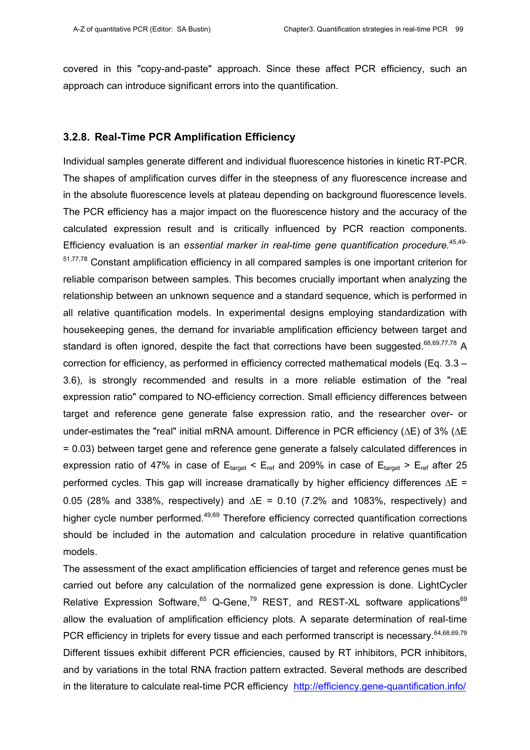covered in this "copy-and-paste" approach. Since these affect PCR efficiency, such an approach can introduce significant errors into the quantification.

### 3.2.8. Real-Time PCR Amplification Efficiency

Individual samples generate different and individual fluorescence histories in kinetic RT-PCR. The shapes of amplification curves differ in the steepness of any fluorescence increase and in the absolute fluorescence levels at plateau depending on background fluorescence levels. The PCR efficiency has a major impact on the fluorescence history and the accuracy of the calculated expression result and is critically influenced by PCR reaction components. Efficiency evaluation is an *essential marker in real-time gene quantification procedure.*[45,49-51,77,78] Constant amplification efficiency in all compared samples is one important criterion for reliable comparison between samples. This becomes crucially important when analyzing the relationship between an unknown sequence and a standard sequence, which is performed in all relative quantification models. In experimental designs employing standardization with housekeeping genes, the demand for invariable amplification efficiency between target and standard is often ignored, despite the fact that corrections have been suggested.[68,69,77,78] A correction for efficiency, as performed in efficiency corrected mathematical models (Eq. 3.3 – 3.6), is strongly recommended and results in a more reliable estimation of the "real expression ratio" compared to NO-efficiency correction. Small efficiency differences between target and reference gene generate false expression ratio, and the researcher over- or under-estimates the "real" initial mRNA amount. Difference in PCR efficiency ($\Delta E$) of 3% ($\Delta E = 0.03$) between target gene and reference gene generate a falsely calculated differences in expression ratio of 47% in case of $E_{target} < E_{ref}$ and 209% in case of $E_{target} > E_{ref}$ after 25 performed cycles. This gap will increase dramatically by higher efficiency differences $\Delta E = 0.05$ (28% and 338%, respectively) and $\Delta E = 0.10$ (7.2% and 1083%, respectively) and higher cycle number performed.[49,69] Therefore efficiency corrected quantification corrections should be included in the automation and calculation procedure in relative quantification models.

The assessment of the exact amplification efficiencies of target and reference genes must be carried out before any calculation of the normalized gene expression is done. LightCycler Relative Expression Software,[65] Q-Gene,[79] REST, and REST-XL software applications[69] allow the evaluation of amplification efficiency plots. A separate determination of real-time PCR efficiency in triplets for every tissue and each performed transcript is necessary.[64,68,69,79] Different tissues exhibit different PCR efficiencies, caused by RT inhibitors, PCR inhibitors, and by variations in the total RNA fraction pattern extracted. Several methods are described in the literature to calculate real-time PCR efficiency http://efficiency.gene-quantification.info/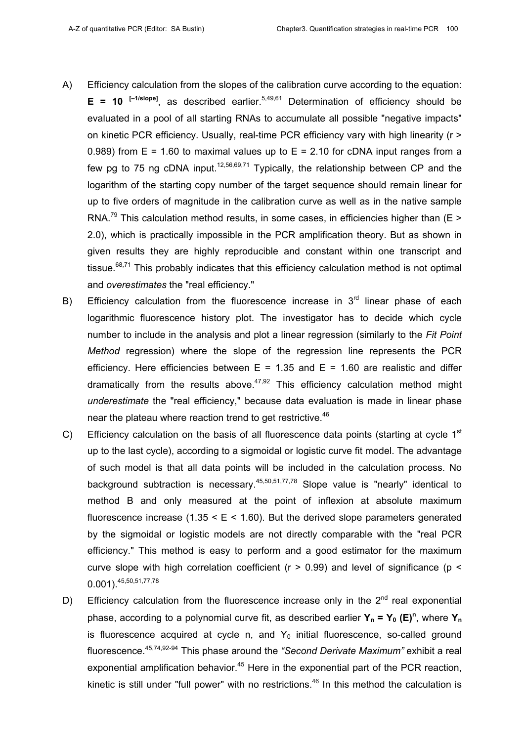A) Efficiency calculation from the slopes of the calibration curve according to the equation: $\mathbf{E = 10^{[-1/slope]}}$, as described earlier.[5,49,61] Determination of efficiency should be evaluated in a pool of all starting RNAs to accumulate all possible "negative impacts" on kinetic PCR efficiency. Usually, real-time PCR efficiency vary with high linearity ($r > 0.989$) from $E = 1.60$ to maximal values up to $E = 2.10$ for cDNA input ranges from a few pg to 75 ng cDNA input.[12,56,69,71] Typically, the relationship between CP and the logarithm of the starting copy number of the target sequence should remain linear for up to five orders of magnitude in the calibration curve as well as in the native sample RNA.[79] This calculation method results, in some cases, in efficiencies higher than ($E > 2.0$), which is practically impossible in the PCR amplification theory. But as shown in given results they are highly reproducible and constant within one transcript and tissue.[68,71] This probably indicates that this efficiency calculation method is not optimal and *overestimates* the "real efficiency."

B) Efficiency calculation from the fluorescence increase in 3rd linear phase of each logarithmic fluorescence history plot. The investigator has to decide which cycle number to include in the analysis and plot a linear regression (similarly to the *Fit Point Method* regression) where the slope of the regression line represents the PCR efficiency. Here efficiencies between $E = 1.35$ and $E = 1.60$ are realistic and differ dramatically from the results above.[47,92] This efficiency calculation method might *underestimate* the "real efficiency," because data evaluation is made in linear phase near the plateau where reaction trend to get restrictive.[46]

C) Efficiency calculation on the basis of all fluorescence data points (starting at cycle 1st up to the last cycle), according to a sigmoidal or logistic curve fit model. The advantage of such model is that all data points will be included in the calculation process. No background subtraction is necessary.[45,50,51,77,78] Slope value is "nearly" identical to method B and only measured at the point of inflexion at absolute maximum fluorescence increase ($1.35 < E < 1.60$). But the derived slope parameters generated by the sigmoidal or logistic models are not directly comparable with the "real PCR efficiency." This method is easy to perform and a good estimator for the maximum curve slope with high correlation coefficient ($r > 0.99$) and level of significance ($p < 0.001$).[45,50,51,77,78]

D) Efficiency calculation from the fluorescence increase only in the 2nd real exponential phase, according to a polynomial curve fit, as described earlier $\mathbf{Y_n = Y_0 (E)^n}$, where $\mathbf{Y_n}$ is fluorescence acquired at cycle n, and $Y_0$ initial fluorescence, so-called ground fluorescence.[45,74,92-94] This phase around the *"Second Derivate Maximum"* exhibit a real exponential amplification behavior.[45] Here in the exponential part of the PCR reaction, kinetic is still under "full power" with no restrictions.[46] In this method the calculation is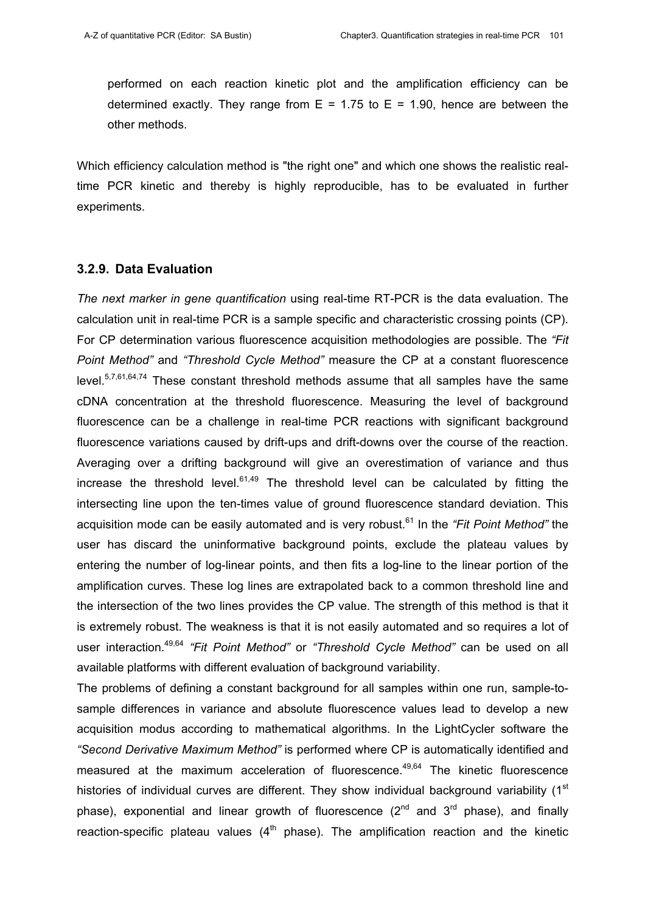performed on each reaction kinetic plot and the amplification efficiency can be determined exactly. They range from E = 1.75 to E = 1.90, hence are between the other methods.

Which efficiency calculation method is "the right one" and which one shows the realistic real-time PCR kinetic and thereby is highly reproducible, has to be evaluated in further experiments.

### 3.2.9. Data Evaluation

*The next marker in gene quantification* using real-time RT-PCR is the data evaluation. The calculation unit in real-time PCR is a sample specific and characteristic crossing points (CP). For CP determination various fluorescence acquisition methodologies are possible. The *"Fit Point Method"* and *"Threshold Cycle Method"* measure the CP at a constant fluorescence level.[5,7,61,64,74] These constant threshold methods assume that all samples have the same cDNA concentration at the threshold fluorescence. Measuring the level of background fluorescence can be a challenge in real-time PCR reactions with significant background fluorescence variations caused by drift-ups and drift-downs over the course of the reaction. Averaging over a drifting background will give an overestimation of variance and thus increase the threshold level.[61,49] The threshold level can be calculated by fitting the intersecting line upon the ten-times value of ground fluorescence standard deviation. This acquisition mode can be easily automated and is very robust.[61] In the *"Fit Point Method"* the user has discard the uninformative background points, exclude the plateau values by entering the number of log-linear points, and then fits a log-line to the linear portion of the amplification curves. These log lines are extrapolated back to a common threshold line and the intersection of the two lines provides the CP value. The strength of this method is that it is extremely robust. The weakness is that it is not easily automated and so requires a lot of user interaction.[49,64] *"Fit Point Method"* or *"Threshold Cycle Method"* can be used on all available platforms with different evaluation of background variability.

The problems of defining a constant background for all samples within one run, sample-to-sample differences in variance and absolute fluorescence values lead to develop a new acquisition modus according to mathematical algorithms. In the LightCycler software the *"Second Derivative Maximum Method"* is performed where CP is automatically identified and measured at the maximum acceleration of fluorescence.[49,64] The kinetic fluorescence histories of individual curves are different. They show individual background variability (1st phase), exponential and linear growth of fluorescence (2nd and 3rd phase), and finally reaction-specific plateau values (4th phase). The amplification reaction and the kinetic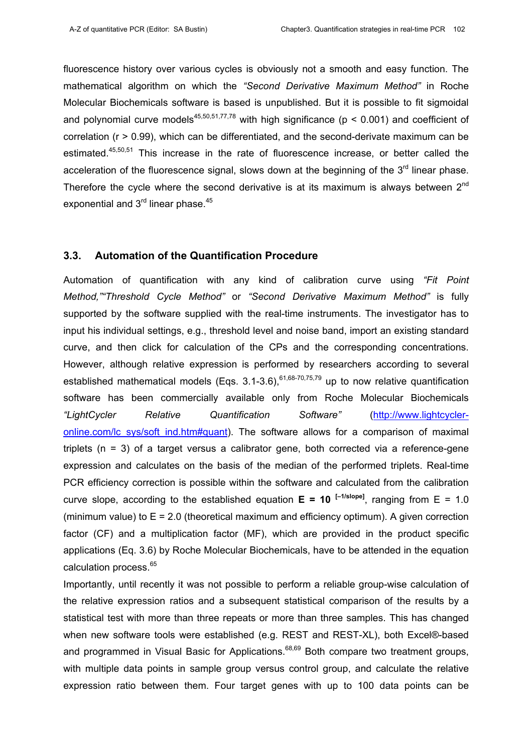fluorescence history over various cycles is obviously not a smooth and easy function. The mathematical algorithm on which the *"Second Derivative Maximum Method"* in Roche Molecular Biochemicals software is based is unpublished. But it is possible to fit sigmoidal and polynomial curve models[45,50,51,77,78] with high significance ($p < 0.001$) and coefficient of correlation ($r > 0.99$), which can be differentiated, and the second-derivate maximum can be estimated.[45,50,51] This increase in the rate of fluorescence increase, or better called the acceleration of the fluorescence signal, slows down at the beginning of the 3rd linear phase. Therefore the cycle where the second derivative is at its maximum is always between 2nd exponential and 3rd linear phase.[45]

## 3.3. Automation of the Quantification Procedure

Automation of quantification with any kind of calibration curve using *"Fit Point Method,""Threshold Cycle Method"* or *"Second Derivative Maximum Method"* is fully supported by the software supplied with the real-time instruments. The investigator has to input his individual settings, e.g., threshold level and noise band, import an existing standard curve, and then click for calculation of the CPs and the corresponding concentrations. However, although relative expression is performed by researchers according to several established mathematical models (Eqs. 3.1-3.6),[61,68-70,75,79] up to now relative quantification software has been commercially available only from Roche Molecular Biochemicals *"LightCycler Relative Quantification Software"* (http://www.lightcycler-online.com/lc_sys/soft_ind.htm#quant). The software allows for a comparison of maximal triplets ($n = 3$) of a target versus a calibrator gene, both corrected via a reference-gene expression and calculates on the basis of the median of the performed triplets. Real-time PCR efficiency correction is possible within the software and calculated from the calibration curve slope, according to the established equation $\mathbf{E = 10^{[-1/slope]}}$, ranging from $E = 1.0$ (minimum value) to $E = 2.0$ (theoretical maximum and efficiency optimum). A given correction factor (CF) and a multiplication factor (MF), which are provided in the product specific applications (Eq. 3.6) by Roche Molecular Biochemicals, have to be attended in the equation calculation process.[65]

Importantly, until recently it was not possible to perform a reliable group-wise calculation of the relative expression ratios and a subsequent statistical comparison of the results by a statistical test with more than three repeats or more than three samples. This has changed when new software tools were established (e.g. REST and REST-XL), both Excel®-based and programmed in Visual Basic for Applications.[68,69] Both compare two treatment groups, with multiple data points in sample group versus control group, and calculate the relative expression ratio between them. Four target genes with up to 100 data points can be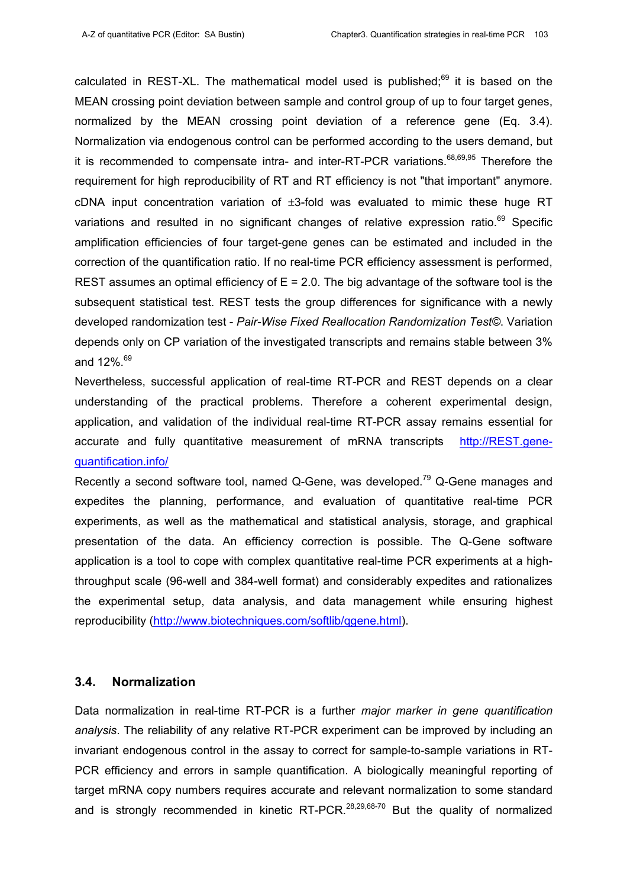calculated in REST-XL. The mathematical model used is published;[69] it is based on the MEAN crossing point deviation between sample and control group of up to four target genes, normalized by the MEAN crossing point deviation of a reference gene (Eq. 3.4). Normalization via endogenous control can be performed according to the users demand, but it is recommended to compensate intra- and inter-RT-PCR variations.[68,69,95] Therefore the requirement for high reproducibility of RT and RT efficiency is not "that important" anymore. cDNA input concentration variation of $\pm$3-fold was evaluated to mimic these huge RT variations and resulted in no significant changes of relative expression ratio.[69] Specific amplification efficiencies of four target-gene genes can be estimated and included in the correction of the quantification ratio. If no real-time PCR efficiency assessment is performed, REST assumes an optimal efficiency of $E = 2.0$. The big advantage of the software tool is the subsequent statistical test. REST tests the group differences for significance with a newly developed randomization test - *Pair-Wise Fixed Reallocation Randomization Test©*. Variation depends only on CP variation of the investigated transcripts and remains stable between 3% and 12%.[69]

Nevertheless, successful application of real-time RT-PCR and REST depends on a clear understanding of the practical problems. Therefore a coherent experimental design, application, and validation of the individual real-time RT-PCR assay remains essential for accurate and fully quantitative measurement of mRNA transcripts http://REST.gene-quantification.info/

Recently a second software tool, named Q-Gene, was developed.[79] Q-Gene manages and expedites the planning, performance, and evaluation of quantitative real-time PCR experiments, as well as the mathematical and statistical analysis, storage, and graphical presentation of the data. An efficiency correction is possible. The Q-Gene software application is a tool to cope with complex quantitative real-time PCR experiments at a high-throughput scale (96-well and 384-well format) and considerably expedites and rationalizes the experimental setup, data analysis, and data management while ensuring highest reproducibility (http://www.biotechniques.com/softlib/qgene.html).

## 3.4. Normalization

Data normalization in real-time RT-PCR is a further *major marker in gene quantification analysis*. The reliability of any relative RT-PCR experiment can be improved by including an invariant endogenous control in the assay to correct for sample-to-sample variations in RT-PCR efficiency and errors in sample quantification. A biologically meaningful reporting of target mRNA copy numbers requires accurate and relevant normalization to some standard and is strongly recommended in kinetic RT-PCR.[28,29,68-70] But the quality of normalized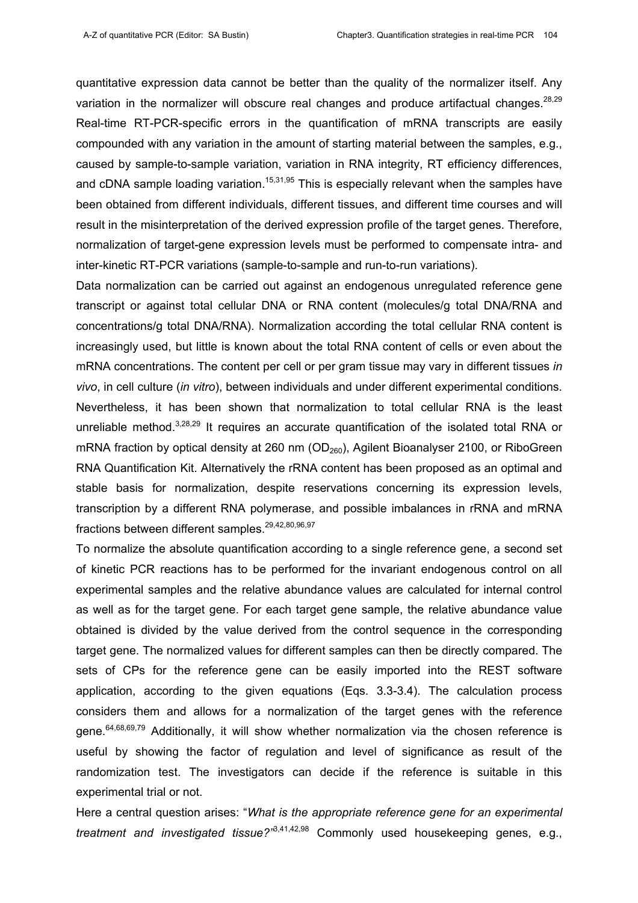quantitative expression data cannot be better than the quality of the normalizer itself. Any variation in the normalizer will obscure real changes and produce artifactual changes.[28,29] Real-time RT-PCR-specific errors in the quantification of mRNA transcripts are easily compounded with any variation in the amount of starting material between the samples, e.g., caused by sample-to-sample variation, variation in RNA integrity, RT efficiency differences, and cDNA sample loading variation.[15,31,95] This is especially relevant when the samples have been obtained from different individuals, different tissues, and different time courses and will result in the misinterpretation of the derived expression profile of the target genes. Therefore, normalization of target-gene expression levels must be performed to compensate intra- and inter-kinetic RT-PCR variations (sample-to-sample and run-to-run variations).

Data normalization can be carried out against an endogenous unregulated reference gene transcript or against total cellular DNA or RNA content (molecules/g total DNA/RNA and concentrations/g total DNA/RNA). Normalization according the total cellular RNA content is increasingly used, but little is known about the total RNA content of cells or even about the mRNA concentrations. The content per cell or per gram tissue may vary in different tissues *in vivo*, in cell culture (*in vitro*), between individuals and under different experimental conditions. Nevertheless, it has been shown that normalization to total cellular RNA is the least unreliable method.[3,28,29] It requires an accurate quantification of the isolated total RNA or mRNA fraction by optical density at 260 nm ($OD_{260}$), Agilent Bioanalyser 2100, or RiboGreen RNA Quantification Kit. Alternatively the rRNA content has been proposed as an optimal and stable basis for normalization, despite reservations concerning its expression levels, transcription by a different RNA polymerase, and possible imbalances in rRNA and mRNA fractions between different samples.[29,42,80,96,97]

To normalize the absolute quantification according to a single reference gene, a second set of kinetic PCR reactions has to be performed for the invariant endogenous control on all experimental samples and the relative abundance values are calculated for internal control as well as for the target gene. For each target gene sample, the relative abundance value obtained is divided by the value derived from the control sequence in the corresponding target gene. The normalized values for different samples can then be directly compared. The sets of CPs for the reference gene can be easily imported into the REST software application, according to the given equations (Eqs. 3.3-3.4). The calculation process considers them and allows for a normalization of the target genes with the reference gene.[64,68,69,79] Additionally, it will show whether normalization via the chosen reference is useful by showing the factor of regulation and level of significance as result of the randomization test. The investigators can decide if the reference is suitable in this experimental trial or not.

Here a central question arises: "*What is the appropriate reference gene for an experimental treatment and investigated tissue?*"[3,41,42,98] Commonly used housekeeping genes, e.g.,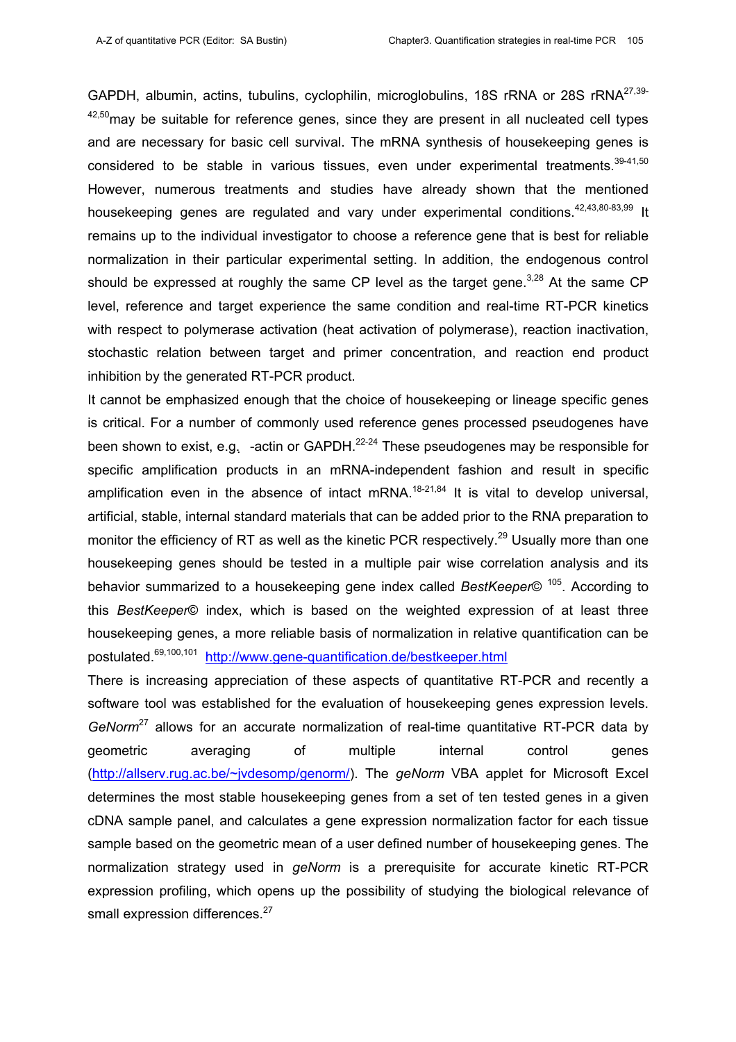GAPDH, albumin, actins, tubulins, cyclophilin, microglobulins, 18S rRNA or 28S rRNA[27,39-42,50] may be suitable for reference genes, since they are present in all nucleated cell types and are necessary for basic cell survival. The mRNA synthesis of housekeeping genes is considered to be stable in various tissues, even under experimental treatments.[39-41,50] However, numerous treatments and studies have already shown that the mentioned housekeeping genes are regulated and vary under experimental conditions.[42,43,80-83,99] It remains up to the individual investigator to choose a reference gene that is best for reliable normalization in their particular experimental setting. In addition, the endogenous control should be expressed at roughly the same CP level as the target gene.[3,28] At the same CP level, reference and target experience the same condition and real-time RT-PCR kinetics with respect to polymerase activation (heat activation of polymerase), reaction inactivation, stochastic relation between target and primer concentration, and reaction end product inhibition by the generated RT-PCR product.

It cannot be emphasized enough that the choice of housekeeping or lineage specific genes is critical. For a number of commonly used reference genes processed pseudogenes have been shown to exist, e.g. -actin or GAPDH.[22-24] These pseudogenes may be responsible for specific amplification products in an mRNA-independent fashion and result in specific amplification even in the absence of intact mRNA.[18-21,84] It is vital to develop universal, artificial, stable, internal standard materials that can be added prior to the RNA preparation to monitor the efficiency of RT as well as the kinetic PCR respectively.[29] Usually more than one housekeeping genes should be tested in a multiple pair wise correlation analysis and its behavior summarized to a housekeeping gene index called *BestKeeper©* [105]. According to this *BestKeeper©* index, which is based on the weighted expression of at least three housekeeping genes, a more reliable basis of normalization in relative quantification can be postulated.[69,100,101] http://www.gene-quantification.de/bestkeeper.html

There is increasing appreciation of these aspects of quantitative RT-PCR and recently a software tool was established for the evaluation of housekeeping genes expression levels. *GeNorm*[27] allows for an accurate normalization of real-time quantitative RT-PCR data by geometric averaging of multiple internal control genes (http://allserv.rug.ac.be/~jvdesomp/genorm/). The *geNorm* VBA applet for Microsoft Excel determines the most stable housekeeping genes from a set of ten tested genes in a given cDNA sample panel, and calculates a gene expression normalization factor for each tissue sample based on the geometric mean of a user defined number of housekeeping genes. The normalization strategy used in *geNorm* is a prerequisite for accurate kinetic RT-PCR expression profiling, which opens up the possibility of studying the biological relevance of small expression differences.[27]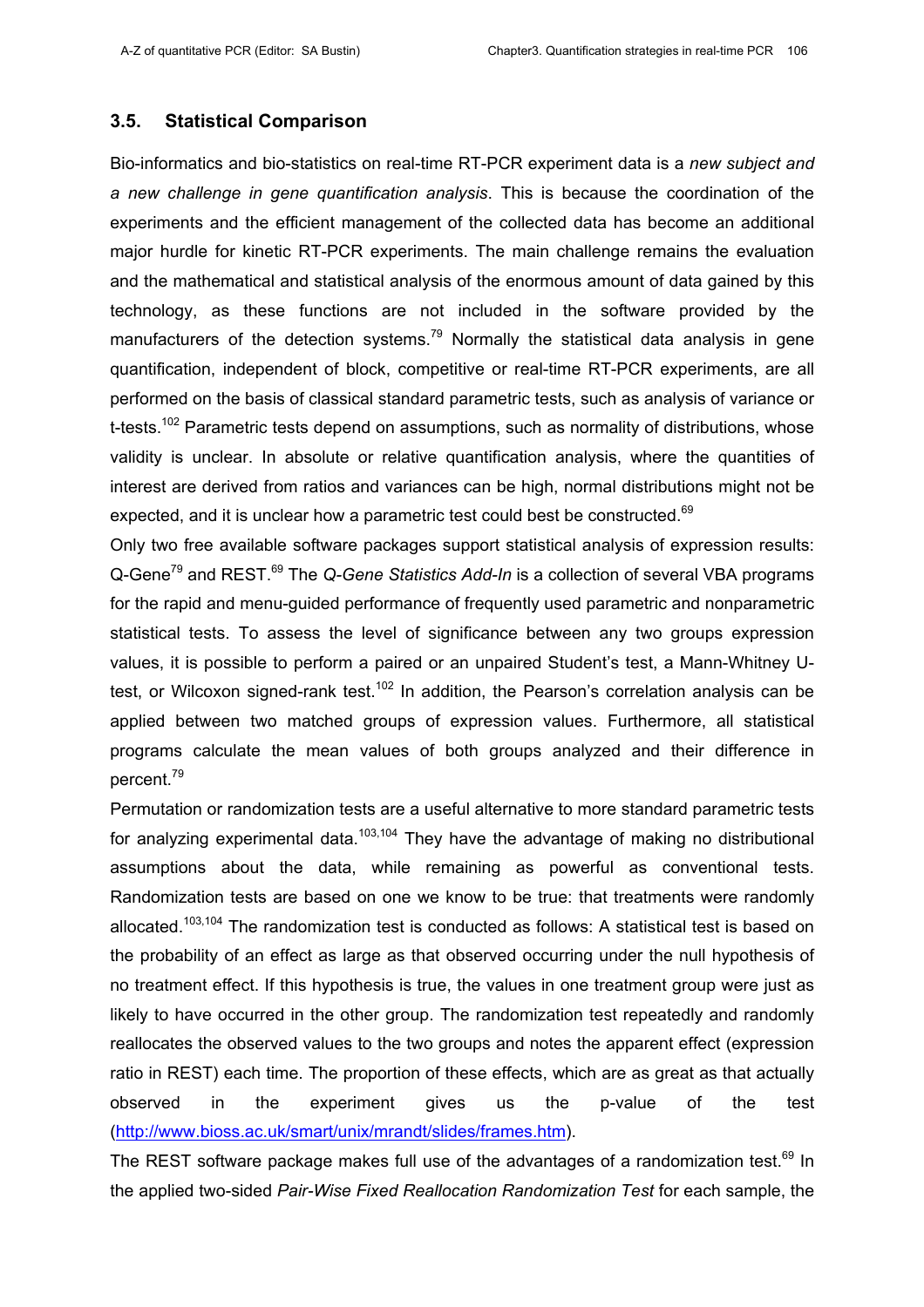### 3.5. Statistical Comparison

Bio-informatics and bio-statistics on real-time RT-PCR experiment data is a *new subject and a new challenge in gene quantification analysis*. This is because the coordination of the experiments and the efficient management of the collected data has become an additional major hurdle for kinetic RT-PCR experiments. The main challenge remains the evaluation and the mathematical and statistical analysis of the enormous amount of data gained by this technology, as these functions are not included in the software provided by the manufacturers of the detection systems.[79] Normally the statistical data analysis in gene quantification, independent of block, competitive or real-time RT-PCR experiments, are all performed on the basis of classical standard parametric tests, such as analysis of variance or t-tests.[102] Parametric tests depend on assumptions, such as normality of distributions, whose validity is unclear. In absolute or relative quantification analysis, where the quantities of interest are derived from ratios and variances can be high, normal distributions might not be expected, and it is unclear how a parametric test could best be constructed.[69]

Only two free available software packages support statistical analysis of expression results: Q-Gene[79] and REST.[69] The *Q-Gene Statistics Add-In* is a collection of several VBA programs for the rapid and menu-guided performance of frequently used parametric and nonparametric statistical tests. To assess the level of significance between any two groups expression values, it is possible to perform a paired or an unpaired Student's test, a Mann-Whitney U-test, or Wilcoxon signed-rank test.[102] In addition, the Pearson's correlation analysis can be applied between two matched groups of expression values. Furthermore, all statistical programs calculate the mean values of both groups analyzed and their difference in percent.[79]

Permutation or randomization tests are a useful alternative to more standard parametric tests for analyzing experimental data.[103,104] They have the advantage of making no distributional assumptions about the data, while remaining as powerful as conventional tests. Randomization tests are based on one we know to be true: that treatments were randomly allocated.[103,104] The randomization test is conducted as follows: A statistical test is based on the probability of an effect as large as that observed occurring under the null hypothesis of no treatment effect. If this hypothesis is true, the values in one treatment group were just as likely to have occurred in the other group. The randomization test repeatedly and randomly reallocates the observed values to the two groups and notes the apparent effect (expression ratio in REST) each time. The proportion of these effects, which are as great as that actually observed in the experiment gives us the p-value of the test (http://www.bioss.ac.uk/smart/unix/mrandt/slides/frames.htm).

The REST software package makes full use of the advantages of a randomization test.[69] In the applied two-sided *Pair-Wise Fixed Reallocation Randomization Test* for each sample, the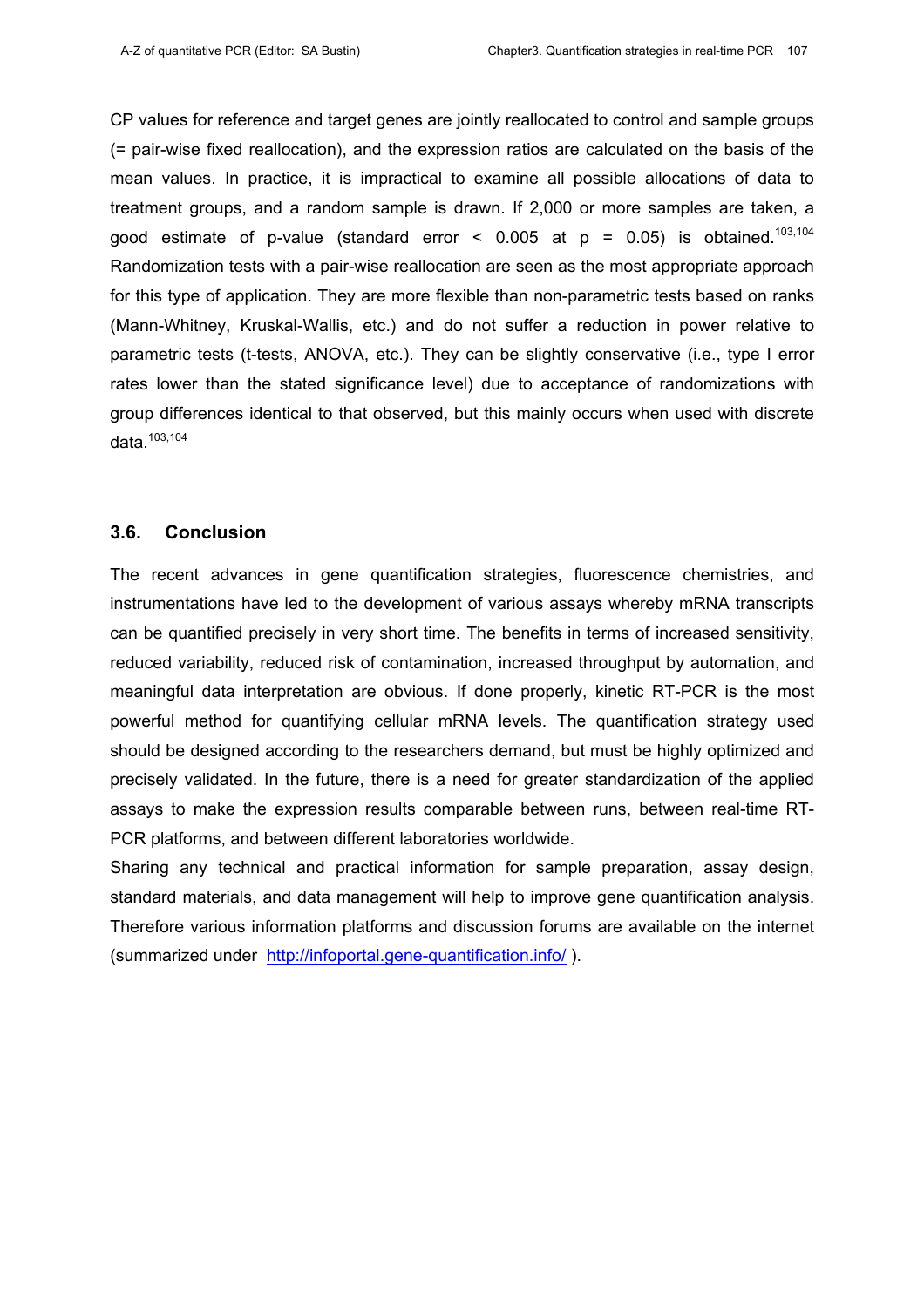CP values for reference and target genes are jointly reallocated to control and sample groups (= pair-wise fixed reallocation), and the expression ratios are calculated on the basis of the mean values. In practice, it is impractical to examine all possible allocations of data to treatment groups, and a random sample is drawn. If 2,000 or more samples are taken, a good estimate of p-value (standard error $< 0.005$ at $p = 0.05$) is obtained.[103,104] Randomization tests with a pair-wise reallocation are seen as the most appropriate approach for this type of application. They are more flexible than non-parametric tests based on ranks (Mann-Whitney, Kruskal-Wallis, etc.) and do not suffer a reduction in power relative to parametric tests (t-tests, ANOVA, etc.). They can be slightly conservative (i.e., type I error rates lower than the stated significance level) due to acceptance of randomizations with group differences identical to that observed, but this mainly occurs when used with discrete data.[103,104]

## 3.6. Conclusion

The recent advances in gene quantification strategies, fluorescence chemistries, and instrumentations have led to the development of various assays whereby mRNA transcripts can be quantified precisely in very short time. The benefits in terms of increased sensitivity, reduced variability, reduced risk of contamination, increased throughput by automation, and meaningful data interpretation are obvious. If done properly, kinetic RT-PCR is the most powerful method for quantifying cellular mRNA levels. The quantification strategy used should be designed according to the researchers demand, but must be highly optimized and precisely validated. In the future, there is a need for greater standardization of the applied assays to make the expression results comparable between runs, between real-time RT-PCR platforms, and between different laboratories worldwide.

Sharing any technical and practical information for sample preparation, assay design, standard materials, and data management will help to improve gene quantification analysis. Therefore various information platforms and discussion forums are available on the internet (summarized under http://infoportal.gene-quantification.info/ ).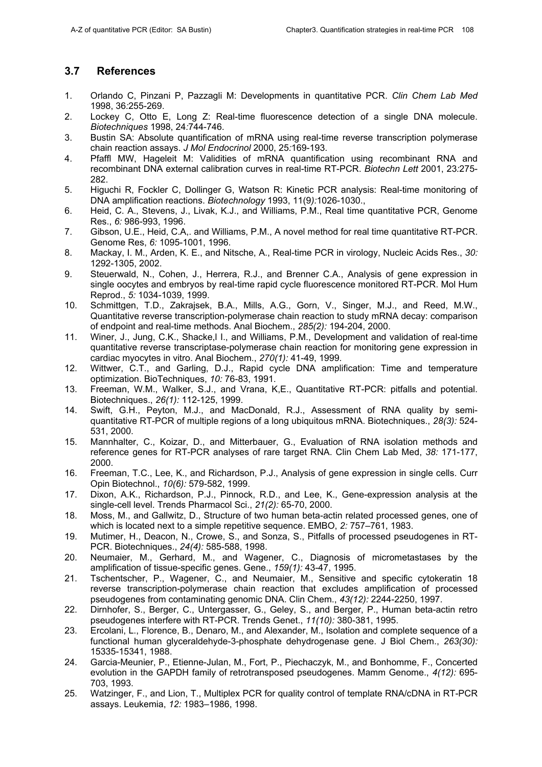## 3.7 References

1. Orlando C, Pinzani P, Pazzagli M: Developments in quantitative PCR. *Clin Chem Lab Med* 1998, 36*:*255-269.
2. Lockey C, Otto E, Long Z: Real-time fluorescence detection of a single DNA molecule. *Biotechniques* 1998, 24*:*744-746.
3. Bustin SA: Absolute quantification of mRNA using real-time reverse transcription polymerase chain reaction assays. *J Mol Endocrinol* 2000, 25*:*169-193.
4. Pfaffl MW, Hageleit M: Validities of mRNA quantification using recombinant RNA and recombinant DNA external calibration curves in real-time RT-PCR. *Biotechn Lett* 2001, 23*:*275-282.
5. Higuchi R, Fockler C, Dollinger G, Watson R: Kinetic PCR analysis: Real-time monitoring of DNA amplification reactions. *Biotechnology* 1993, 11(9*):*1026-1030.,
6. Heid, C. A., Stevens, J., Livak, K.J., and Williams, P.M., Real time quantitative PCR, Genome Res., *6:* 986-993, 1996.
7. Gibson, U.E., Heid, C.A,. and Williams, P.M., A novel method for real time quantitative RT-PCR. Genome Res, *6:* 1095-1001, 1996.
8. Mackay, I. M., Arden, K. E., and Nitsche, A., Real-time PCR in virology, Nucleic Acids Res., *30:* 1292-1305, 2002.
9. Steuerwald, N., Cohen, J., Herrera, R.J., and Brenner C.A., Analysis of gene expression in single oocytes and embryos by real-time rapid cycle fluorescence monitored RT-PCR. Mol Hum Reprod., *5:* 1034-1039, 1999.
10. Schmittgen, T.D., Zakrajsek, B.A., Mills, A.G., Gorn, V., Singer, M.J., and Reed, M.W., Quantitative reverse transcription-polymerase chain reaction to study mRNA decay: comparison of endpoint and real-time methods. Anal Biochem., *285(2):* 194-204, 2000.
11. Winer, J., Jung, C.K., Shacke,l I., and Williams, P.M., Development and validation of real-time quantitative reverse transcriptase-polymerase chain reaction for monitoring gene expression in cardiac myocytes in vitro. Anal Biochem., *270(1):* 41-49, 1999.
12. Wittwer, C.T., and Garling, D.J., Rapid cycle DNA amplification: Time and temperature optimization. BioTechniques, *10:* 76-83, 1991.
13. Freeman, W.M., Walker, S.J., and Vrana, K,E., Quantitative RT-PCR: pitfalls and potential. Biotechniques., *26(1):* 112-125, 1999.
14. Swift, G.H., Peyton, M.J., and MacDonald, R.J., Assessment of RNA quality by semi-quantitative RT-PCR of multiple regions of a long ubiquitous mRNA. Biotechniques., *28(3):* 524-531, 2000.
15. Mannhalter, C., Koizar, D., and Mitterbauer, G., Evaluation of RNA isolation methods and reference genes for RT-PCR analyses of rare target RNA. Clin Chem Lab Med, *38:* 171-177, 2000.
16. Freeman, T.C., Lee, K., and Richardson, P.J., Analysis of gene expression in single cells. Curr Opin Biotechnol., *10(6):* 579-582, 1999.
17. Dixon, A.K., Richardson, P.J., Pinnock, R.D., and Lee, K., Gene-expression analysis at the single-cell level. Trends Pharmacol Sci., *21(2):* 65-70, 2000.
18. Moss, M., and Gallwitz, D., Structure of two human beta-actin related processed genes, one of which is located next to a simple repetitive sequence. EMBO, *2:* 757–761, 1983.
19. Mutimer, H., Deacon, N., Crowe, S., and Sonza, S., Pitfalls of processed pseudogenes in RT-PCR. Biotechniques., *24(4):* 585-588, 1998.
20. Neumaier, M., Gerhard, M., and Wagener, C., Diagnosis of micrometastases by the amplification of tissue-specific genes. Gene., *159(1):* 43-47, 1995.
21. Tschentscher, P., Wagener, C., and Neumaier, M., Sensitive and specific cytokeratin 18 reverse transcription-polymerase chain reaction that excludes amplification of processed pseudogenes from contaminating genomic DNA. Clin Chem., *43(12):* 2244-2250, 1997.
22. Dirnhofer, S., Berger, C., Untergasser, G., Geley, S., and Berger, P., Human beta-actin retro pseudogenes interfere with RT-PCR. Trends Genet., *11(10):* 380-381, 1995.
23. Ercolani, L., Florence, B., Denaro, M., and Alexander, M., Isolation and complete sequence of a functional human glyceraldehyde-3-phosphate dehydrogenase gene. J Biol Chem., *263(30):* 15335-15341, 1988.
24. Garcia-Meunier, P., Etienne-Julan, M., Fort, P., Piechaczyk, M., and Bonhomme, F., Concerted evolution in the GAPDH family of retrotransposed pseudogenes. Mamm Genome., *4(12):* 695-703, 1993.
25. Watzinger, F., and Lion, T., Multiplex PCR for quality control of template RNA/cDNA in RT-PCR assays. Leukemia, *12:* 1983–1986, 1998.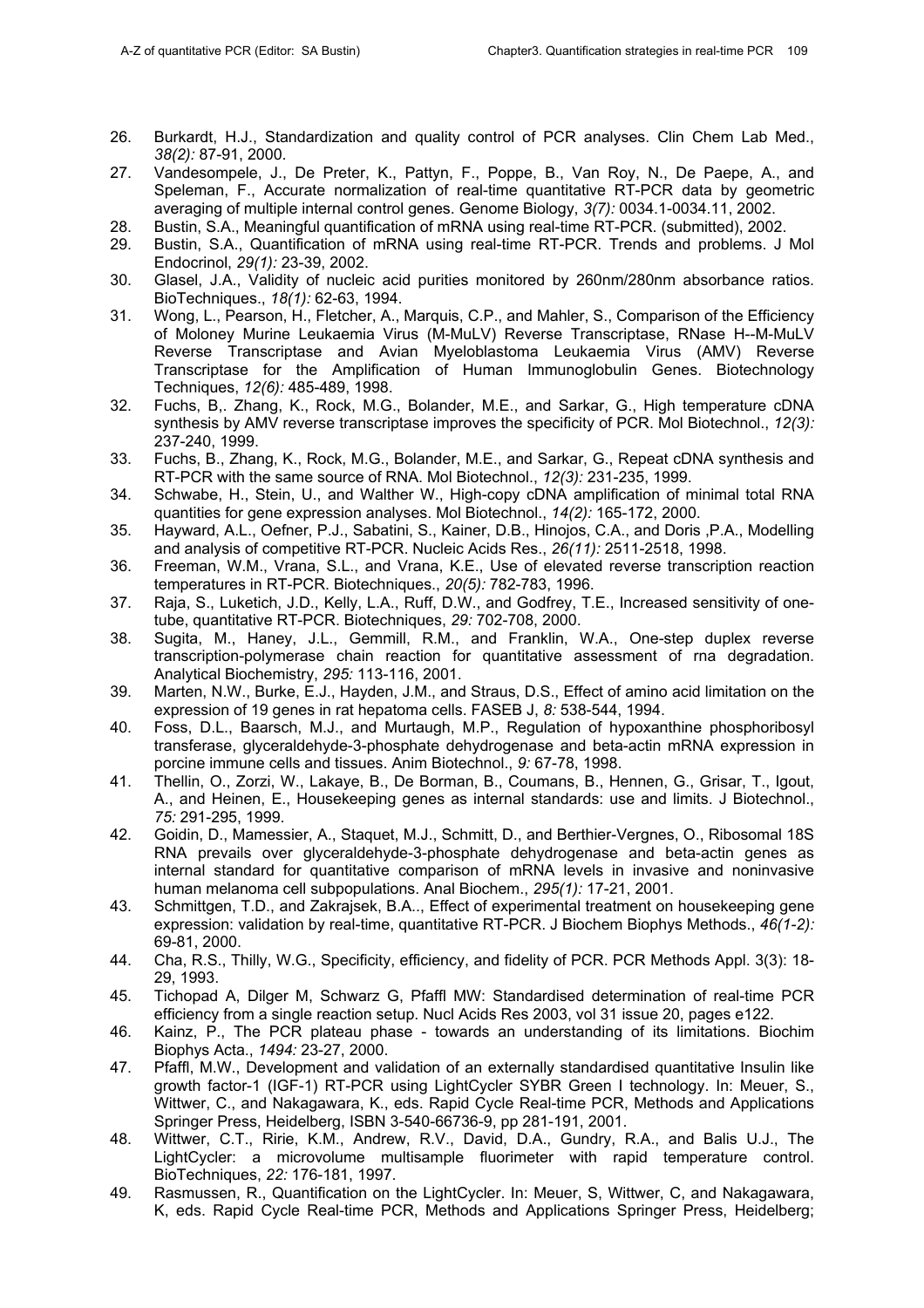26. Burkardt, H.J., Standardization and quality control of PCR analyses. Clin Chem Lab Med., *38(2):* 87-91, 2000.
27. Vandesompele, J., De Preter, K., Pattyn, F., Poppe, B., Van Roy, N., De Paepe, A., and Speleman, F., Accurate normalization of real-time quantitative RT-PCR data by geometric averaging of multiple internal control genes. Genome Biology, *3(7):* 0034.1-0034.11, 2002.
28. Bustin, S.A., Meaningful quantification of mRNA using real-time RT-PCR. (submitted), 2002.
29. Bustin, S.A., Quantification of mRNA using real-time RT-PCR. Trends and problems. J Mol Endocrinol, *29(1):* 23-39, 2002.
30. Glasel, J.A., Validity of nucleic acid purities monitored by 260nm/280nm absorbance ratios. BioTechniques., *18(1):* 62-63, 1994.
31. Wong, L., Pearson, H., Fletcher, A., Marquis, C.P., and Mahler, S., Comparison of the Efficiency of Moloney Murine Leukaemia Virus (M-MuLV) Reverse Transcriptase, RNase H--M-MuLV Reverse Transcriptase and Avian Myeloblastoma Leukaemia Virus (AMV) Reverse Transcriptase for the Amplification of Human Immunoglobulin Genes. Biotechnology Techniques, *12(6):* 485-489, 1998.
32. Fuchs, B,. Zhang, K., Rock, M.G., Bolander, M.E., and Sarkar, G., High temperature cDNA synthesis by AMV reverse transcriptase improves the specificity of PCR. Mol Biotechnol., *12(3):* 237-240, 1999.
33. Fuchs, B., Zhang, K., Rock, M.G., Bolander, M.E., and Sarkar, G., Repeat cDNA synthesis and RT-PCR with the same source of RNA. Mol Biotechnol., *12(3):* 231-235, 1999.
34. Schwabe, H., Stein, U., and Walther W., High-copy cDNA amplification of minimal total RNA quantities for gene expression analyses. Mol Biotechnol., *14(2):* 165-172, 2000.
35. Hayward, A.L., Oefner, P.J., Sabatini, S., Kainer, D.B., Hinojos, C.A., and Doris ,P.A., Modelling and analysis of competitive RT-PCR. Nucleic Acids Res., *26(11):* 2511-2518, 1998.
36. Freeman, W.M., Vrana, S.L., and Vrana, K.E., Use of elevated reverse transcription reaction temperatures in RT-PCR. Biotechniques., *20(5):* 782-783, 1996.
37. Raja, S., Luketich, J.D., Kelly, L.A., Ruff, D.W., and Godfrey, T.E., Increased sensitivity of one-tube, quantitative RT-PCR. Biotechniques, *29:* 702-708, 2000.
38. Sugita, M., Haney, J.L., Gemmill, R.M., and Franklin, W.A., One-step duplex reverse transcription-polymerase chain reaction for quantitative assessment of rna degradation. Analytical Biochemistry, *295:* 113-116, 2001.
39. Marten, N.W., Burke, E.J., Hayden, J.M., and Straus, D.S., Effect of amino acid limitation on the expression of 19 genes in rat hepatoma cells. FASEB J, *8:* 538-544, 1994.
40. Foss, D.L., Baarsch, M.J., and Murtaugh, M.P., Regulation of hypoxanthine phosphoribosyl transferase, glyceraldehyde-3-phosphate dehydrogenase and beta-actin mRNA expression in porcine immune cells and tissues. Anim Biotechnol., *9:* 67-78, 1998.
41. Thellin, O., Zorzi, W., Lakaye, B., De Borman, B., Coumans, B., Hennen, G., Grisar, T., Igout, A., and Heinen, E., Housekeeping genes as internal standards: use and limits. J Biotechnol., *75:* 291-295, 1999.
42. Goidin, D., Mamessier, A., Staquet, M.J., Schmitt, D., and Berthier-Vergnes, O., Ribosomal 18S RNA prevails over glyceraldehyde-3-phosphate dehydrogenase and beta-actin genes as internal standard for quantitative comparison of mRNA levels in invasive and noninvasive human melanoma cell subpopulations. Anal Biochem., *295(1):* 17-21, 2001.
43. Schmittgen, T.D., and Zakrajsek, B.A.., Effect of experimental treatment on housekeeping gene expression: validation by real-time, quantitative RT-PCR. J Biochem Biophys Methods., *46(1-2):* 69-81, 2000.
44. Cha, R.S., Thilly, W.G., Specificity, efficiency, and fidelity of PCR. PCR Methods Appl. 3(3): 18-29, 1993.
45. Tichopad A, Dilger M, Schwarz G, Pfaffl MW: Standardised determination of real-time PCR efficiency from a single reaction setup. Nucl Acids Res 2003, vol 31 issue 20, pages e122.
46. Kainz, P., The PCR plateau phase - towards an understanding of its limitations. Biochim Biophys Acta., *1494:* 23-27, 2000.
47. Pfaffl, M.W., Development and validation of an externally standardised quantitative Insulin like growth factor-1 (IGF-1) RT-PCR using LightCycler SYBR Green I technology. In: Meuer, S., Wittwer, C., and Nakagawara, K., eds. Rapid Cycle Real-time PCR, Methods and Applications Springer Press, Heidelberg, ISBN 3-540-66736-9, pp 281-191, 2001.
48. Wittwer, C.T., Ririe, K.M., Andrew, R.V., David, D.A., Gundry, R.A., and Balis U.J., The LightCycler: a microvolume multisample fluorimeter with rapid temperature control. BioTechniques, *22:* 176-181, 1997.
49. Rasmussen, R., Quantification on the LightCycler. In: Meuer, S, Wittwer, C, and Nakagawara, K, eds. Rapid Cycle Real-time PCR, Methods and Applications Springer Press, Heidelberg;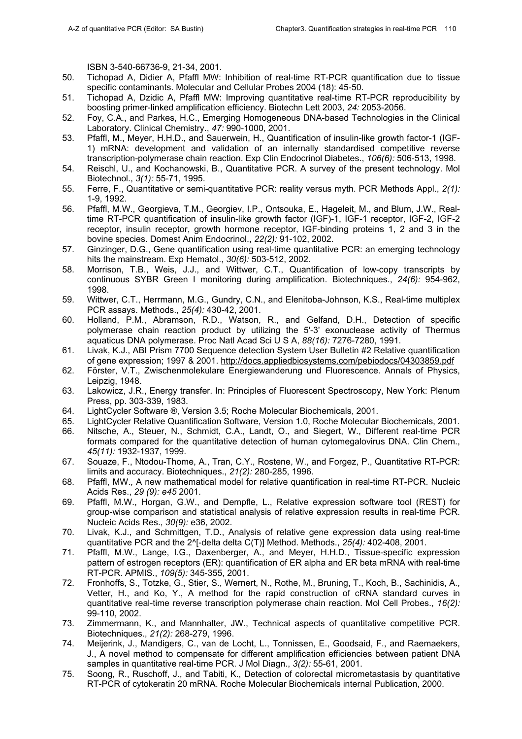ISBN 3-540-66736-9, 21-34, 2001.

50. Tichopad A, Didier A, Pfaffl MW: Inhibition of real-time RT-PCR quantification due to tissue specific contaminants. Molecular and Cellular Probes 2004 (18): 45-50.
51. Tichopad A, Dzidic A, Pfaffl MW: Improving quantitative real-time RT-PCR reproducibility by boosting primer-linked amplification efficiency. Biotechn Lett 2003, *24:* 2053-2056.
52. Foy, C.A., and Parkes, H.C., Emerging Homogeneous DNA-based Technologies in the Clinical Laboratory. Clinical Chemistry., *47:* 990-1000, 2001.
53. Pfaffl, M., Meyer, H.H.D., and Sauerwein, H., Quantification of insulin-like growth factor-1 (IGF-1) mRNA: development and validation of an internally standardised competitive reverse transcription-polymerase chain reaction. Exp Clin Endocrinol Diabetes., *106(6):* 506-513, 1998.
54. Reischl, U., and Kochanowski, B., Quantitative PCR. A survey of the present technology. Mol Biotechnol., *3(1):* 55-71, 1995.
55. Ferre, F., Quantitative or semi-quantitative PCR: reality versus myth. PCR Methods Appl., *2(1):* 1-9, 1992.
56. Pfaffl, M.W., Georgieva, T.M., Georgiev, I.P., Ontsouka, E., Hageleit, M., and Blum, J.W., Real-time RT-PCR quantification of insulin-like growth factor (IGF)-1, IGF-1 receptor, IGF-2, IGF-2 receptor, insulin receptor, growth hormone receptor, IGF-binding proteins 1, 2 and 3 in the bovine species. Domest Anim Endocrinol., *22(2):* 91-102, 2002.
57. Ginzinger, D.G., Gene quantification using real-time quantitative PCR: an emerging technology hits the mainstream. Exp Hematol., *30(6):* 503-512, 2002.
58. Morrison, T.B., Weis, J.J., and Wittwer, C.T., Quantification of low-copy transcripts by continuous SYBR Green I monitoring during amplification. Biotechniques., *24(6):* 954-962, 1998.
59. Wittwer, C.T., Herrmann, M.G., Gundry, C.N., and Elenitoba-Johnson, K.S., Real-time multiplex PCR assays. Methods., *25(4):* 430-42, 2001.
60. Holland, P.M., Abramson, R.D., Watson, R., and Gelfand, D.H., Detection of specific polymerase chain reaction product by utilizing the 5'-3' exonuclease activity of Thermus aquaticus DNA polymerase. Proc Natl Acad Sci U S A, *88(16):* 7276-7280, 1991.
61. Livak, K.J., ABI Prism 7700 Sequence detection System User Bulletin #2 Relative quantification of gene expression; 1997 & 2001. http://docs.appliedbiosystems.com/pebiodocs/04303859.pdf
62. Förster, V.T., Zwischenmolekulare Energiewanderung und Fluorescence. Annals of Physics, Leipzig, 1948.
63. Lakowicz, J.R., Energy transfer. In: Principles of Fluorescent Spectroscopy, New York: Plenum Press, pp. 303-339, 1983.
64. LightCycler Software ®, Version 3.5; Roche Molecular Biochemicals, 2001.
65. LightCycler Relative Quantification Software, Version 1.0, Roche Molecular Biochemicals, 2001.
66. Nitsche, A., Steuer, N., Schmidt, C.A., Landt, O., and Siegert, W., Different real-time PCR formats compared for the quantitative detection of human cytomegalovirus DNA. Clin Chem., *45(11):* 1932-1937, 1999.
67. Souaze, F., Ntodou-Thome, A., Tran, C.Y., Rostene, W., and Forgez, P., Quantitative RT-PCR: limits and accuracy. Biotechniques., *21(2):* 280-285, 1996.
68. Pfaffl, MW., A new mathematical model for relative quantification in real-time RT-PCR. Nucleic Acids Res., *29 (9): e45* 2001.
69. Pfaffl, M.W., Horgan, G.W., and Dempfle, L., Relative expression software tool (REST) for group-wise comparison and statistical analysis of relative expression results in real-time PCR. Nucleic Acids Res., *30(9):* e36, 2002.
70. Livak, K.J., and Schmittgen, T.D., Analysis of relative gene expression data using real-time quantitative PCR and the 2^[-delta delta C(T)] Method. Methods., *25(4):* 402-408, 2001.
71. Pfaffl, M.W., Lange, I.G., Daxenberger, A., and Meyer, H.H.D., Tissue-specific expression pattern of estrogen receptors (ER): quantification of ER alpha and ER beta mRNA with real-time RT-PCR. APMIS., *109(5):* 345-355, 2001.
72. Fronhoffs, S., Totzke, G., Stier, S., Wernert, N., Rothe, M., Bruning, T., Koch, B., Sachinidis, A., Vetter, H., and Ko, Y., A method for the rapid construction of cRNA standard curves in quantitative real-time reverse transcription polymerase chain reaction. Mol Cell Probes., *16(2):* 99-110, 2002.
73. Zimmermann, K., and Mannhalter, JW., Technical aspects of quantitative competitive PCR. Biotechniques., *21(2):* 268-279, 1996.
74. Meijerink, J., Mandigers, C., van de Locht, L., Tonnissen, E., Goodsaid, F., and Raemaekers, J., A novel method to compensate for different amplification efficiencies between patient DNA samples in quantitative real-time PCR. J Mol Diagn., *3(2):* 55-61, 2001.
75. Soong, R., Ruschoff, J., and Tabiti, K., Detection of colorectal micrometastasis by quantitative RT-PCR of cytokeratin 20 mRNA. Roche Molecular Biochemicals internal Publication, 2000.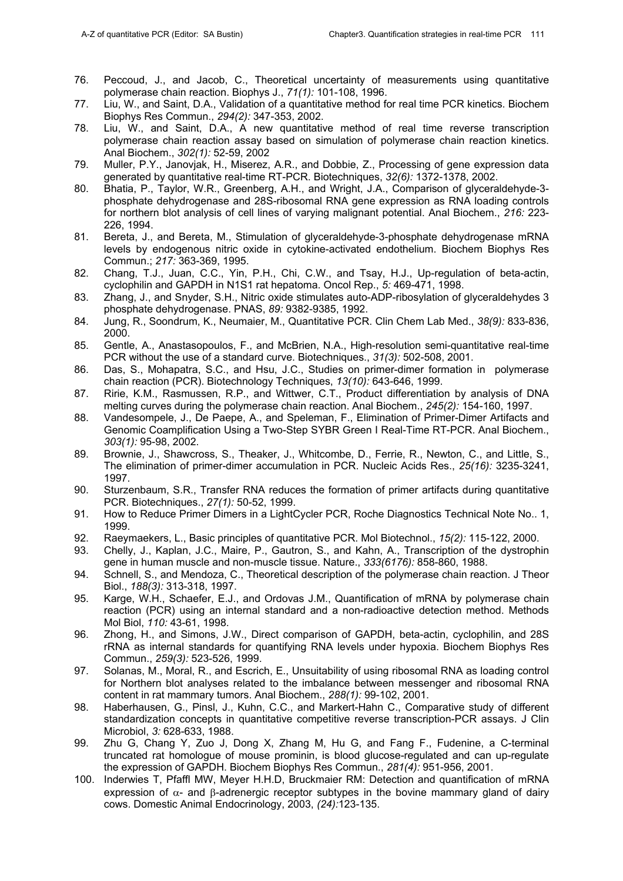76. Peccoud, J., and Jacob, C., Theoretical uncertainty of measurements using quantitative polymerase chain reaction. Biophys J., *71(1):* 101-108, 1996.
77. Liu, W., and Saint, D.A., Validation of a quantitative method for real time PCR kinetics. Biochem Biophys Res Commun., *294(2):* 347-353, 2002.
78. Liu, W., and Saint, D.A., A new quantitative method of real time reverse transcription polymerase chain reaction assay based on simulation of polymerase chain reaction kinetics. Anal Biochem., *302(1):* 52-59, 2002
79. Muller, P.Y., Janovjak, H., Miserez, A.R., and Dobbie, Z., Processing of gene expression data generated by quantitative real-time RT-PCR. Biotechniques, *32(6):* 1372-1378, 2002.
80. Bhatia, P., Taylor, W.R., Greenberg, A.H., and Wright, J.A., Comparison of glyceraldehyde-3-phosphate dehydrogenase and 28S-ribosomal RNA gene expression as RNA loading controls for northern blot analysis of cell lines of varying malignant potential. Anal Biochem., *216:* 223-226, 1994.
81. Bereta, J., and Bereta, M., Stimulation of glyceraldehyde-3-phosphate dehydrogenase mRNA levels by endogenous nitric oxide in cytokine-activated endothelium. Biochem Biophys Res Commun.; *217:* 363-369, 1995.
82. Chang, T.J., Juan, C.C., Yin, P.H., Chi, C.W., and Tsay, H.J., Up-regulation of beta-actin, cyclophilin and GAPDH in N1S1 rat hepatoma. Oncol Rep., *5:* 469-471, 1998.
83. Zhang, J., and Snyder, S.H., Nitric oxide stimulates auto-ADP-ribosylation of glyceraldehydes 3 phosphate dehydrogenase. PNAS, *89:* 9382-9385, 1992.
84. Jung, R., Soondrum, K., Neumaier, M., Quantitative PCR. Clin Chem Lab Med., *38(9):* 833-836, 2000.
85. Gentle, A., Anastasopoulos, F., and McBrien, N.A., High-resolution semi-quantitative real-time PCR without the use of a standard curve. Biotechniques., *31(3):* 502-508, 2001.
86. Das, S., Mohapatra, S.C., and Hsu, J.C., Studies on primer-dimer formation in polymerase chain reaction (PCR). Biotechnology Techniques, *13(10):* 643-646, 1999.
87. Ririe, K.M., Rasmussen, R.P., and Wittwer, C.T., Product differentiation by analysis of DNA melting curves during the polymerase chain reaction. Anal Biochem., *245(2):* 154-160, 1997.
88. Vandesompele, J., De Paepe, A., and Speleman, F., Elimination of Primer-Dimer Artifacts and Genomic Coamplification Using a Two-Step SYBR Green I Real-Time RT-PCR. Anal Biochem., *303(1):* 95-98, 2002.
89. Brownie, J., Shawcross, S., Theaker, J., Whitcombe, D., Ferrie, R., Newton, C., and Little, S., The elimination of primer-dimer accumulation in PCR. Nucleic Acids Res., *25(16):* 3235-3241, 1997.
90. Sturzenbaum, S.R., Transfer RNA reduces the formation of primer artifacts during quantitative PCR. Biotechniques., *27(1):* 50-52, 1999.
91. How to Reduce Primer Dimers in a LightCycler PCR, Roche Diagnostics Technical Note No.. 1, 1999.
92. Raeymaekers, L., Basic principles of quantitative PCR. Mol Biotechnol., *15(2):* 115-122, 2000.
93. Chelly, J., Kaplan, J.C., Maire, P., Gautron, S., and Kahn, A., Transcription of the dystrophin gene in human muscle and non-muscle tissue. Nature., *333(6176):* 858-860, 1988.
94. Schnell, S., and Mendoza, C., Theoretical description of the polymerase chain reaction. J Theor Biol., *188(3):* 313-318, 1997.
95. Karge, W.H., Schaefer, E.J., and Ordovas J.M., Quantification of mRNA by polymerase chain reaction (PCR) using an internal standard and a non-radioactive detection method. Methods Mol Biol, *110:* 43-61, 1998.
96. Zhong, H., and Simons, J.W., Direct comparison of GAPDH, beta-actin, cyclophilin, and 28S rRNA as internal standards for quantifying RNA levels under hypoxia. Biochem Biophys Res Commun., *259(3):* 523-526, 1999.
97. Solanas, M., Moral, R., and Escrich, E., Unsuitability of using ribosomal RNA as loading control for Northern blot analyses related to the imbalance between messenger and ribosomal RNA content in rat mammary tumors. Anal Biochem., *288(1):* 99-102, 2001.
98. Haberhausen, G., Pinsl, J., Kuhn, C.C., and Markert-Hahn C., Comparative study of different standardization concepts in quantitative competitive reverse transcription-PCR assays. J Clin Microbiol, *3:* 628-633, 1988.
99. Zhu G, Chang Y, Zuo J, Dong X, Zhang M, Hu G, and Fang F., Fudenine, a C-terminal truncated rat homologue of mouse prominin, is blood glucose-regulated and can up-regulate the expression of GAPDH. Biochem Biophys Res Commun., *281(4):* 951-956, 2001.
100. Inderwies T, Pfaffl MW, Meyer H.H.D, Bruckmaier RM: Detection and quantification of mRNA expression of $\alpha$- and $\beta$-adrenergic receptor subtypes in the bovine mammary gland of dairy cows. Domestic Animal Endocrinology, 2003, *(24):*123-135.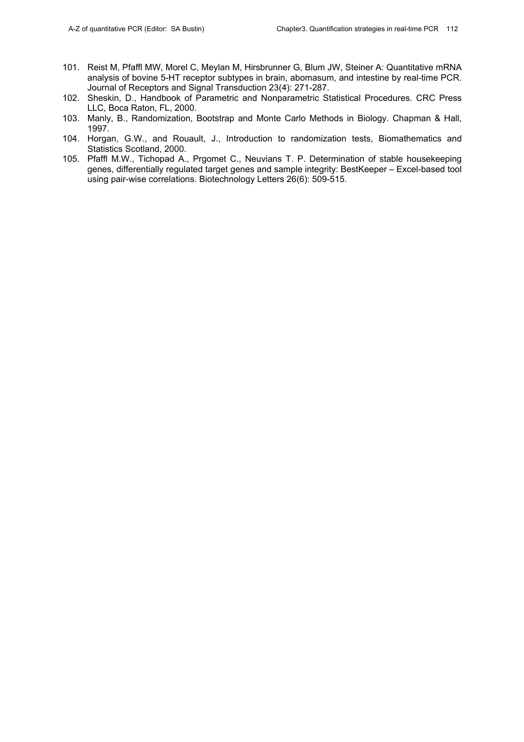101. Reist M, Pfaffl MW, Morel C, Meylan M, Hirsbrunner G, Blum JW, Steiner A: Quantitative mRNA analysis of bovine 5-HT receptor subtypes in brain, abomasum, and intestine by real-time PCR. Journal of Receptors and Signal Transduction 23(4): 271-287.
102. Sheskin, D., Handbook of Parametric and Nonparametric Statistical Procedures. CRC Press LLC, Boca Raton, FL, 2000.
103. Manly, B., Randomization, Bootstrap and Monte Carlo Methods in Biology. Chapman & Hall, 1997.
104. Horgan, G.W., and Rouault, J., Introduction to randomization tests, Biomathematics and Statistics Scotland, 2000.
105. Pfaffl M.W., Tichopad A., Prgomet C., Neuvians T. P. Determination of stable housekeeping genes, differentially regulated target genes and sample integrity: BestKeeper – Excel-based tool using pair-wise correlations. Biotechnology Letters 26(6): 509-515.